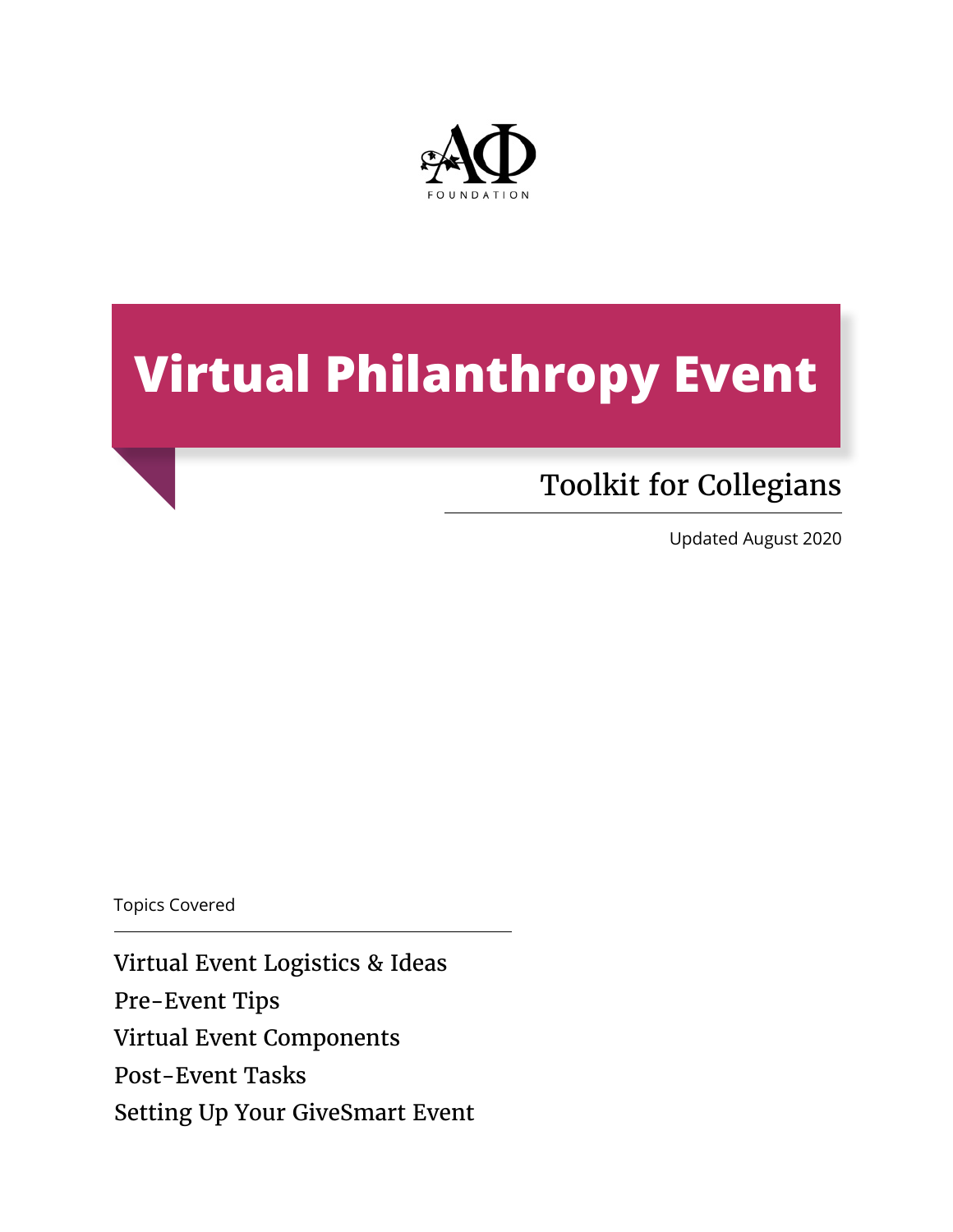ΑΦ FOUNDATION

# Virtual Philanthropy Event

## Toolkit for Collegians

Updated August 2020

Topics Covered

- Virtual Event Logistics & Ideas
- Pre-Event Tips
- Virtual Event Components
- Post-Event Tasks
- Setting Up Your GiveSmart Event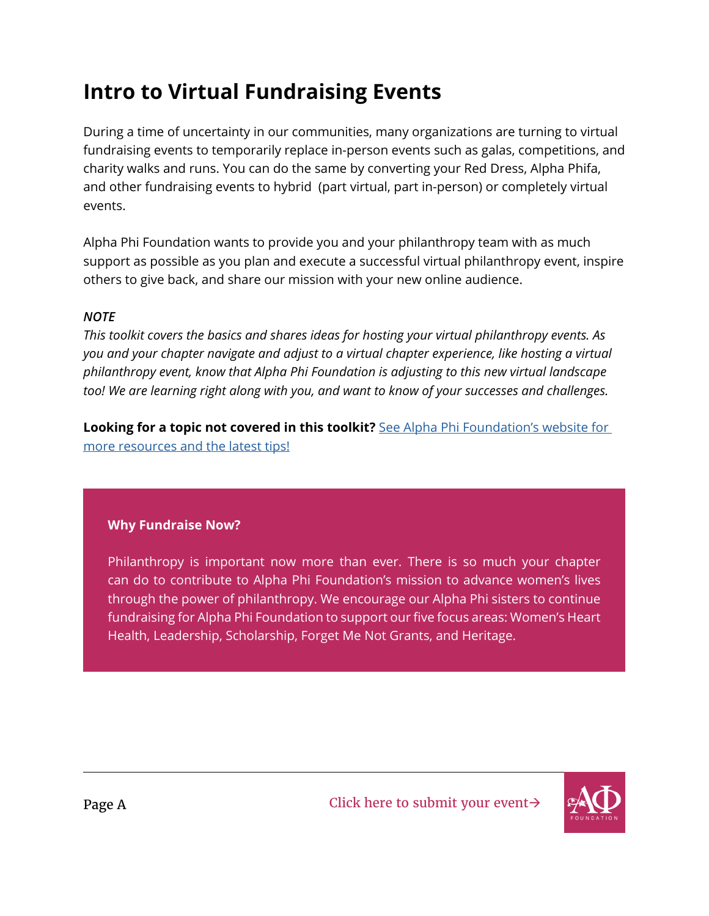# Intro to Virtual Fundraising Events

During a time of uncertainty in our communities, many organizations are turning to virtual fundraising events to temporarily replace in-person events such as galas, competitions, and charity walks and runs. You can do the same by converting your Red Dress, Alpha Phifa, and other fundraising events to hybrid (part virtual, part in-person) or completely virtual events.

Alpha Phi Foundation wants to provide you and your philanthropy team with as much support as possible as you plan and execute a successful virtual philanthropy event, inspire others to give back, and share our mission with your new online audience.

***NOTE***
*This toolkit covers the basics and shares ideas for hosting your virtual philanthropy events. As you and your chapter navigate and adjust to a virtual chapter experience, like hosting a virtual philanthropy event, know that Alpha Phi Foundation is adjusting to this new virtual landscape too! We are learning right along with you, and want to know of your successes and challenges.*

**Looking for a topic not covered in this toolkit?** See Alpha Phi Foundation's website for more resources and the latest tips!

**Why Fundraise Now?**

Philanthropy is important now more than ever. There is so much your chapter can do to contribute to Alpha Phi Foundation's mission to advance women's lives through the power of philanthropy. We encourage our Alpha Phi sisters to continue fundraising for Alpha Phi Foundation to support our five focus areas: Women's Heart Health, Leadership, Scholarship, Forget Me Not Grants, and Heritage.

Click here to submit your event→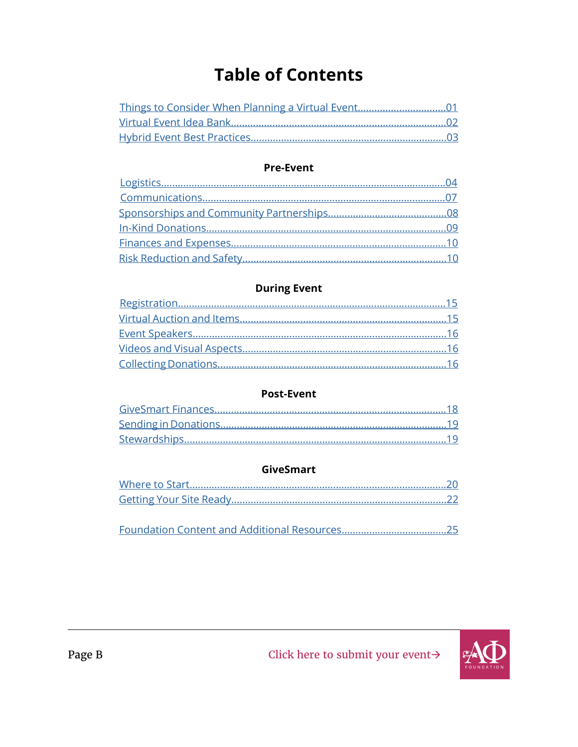# Table of Contents

Things to Consider When Planning a Virtual Event..............................01
Virtual Event Idea Bank..............................................................................02
Hybrid Event Best Practices.......................................................................03

### Pre-Event

Logistics........................................................................................................04
Communications..........................................................................................07
Sponsorships and Community Partnerships...........................................08
In-Kind Donations........................................................................................09
Finances and Expenses..............................................................................10
Risk Reduction and Safety.........................................................................10

### During Event

Registration..................................................................................................15
Virtual Auction and Items...........................................................................15
Event Speakers.............................................................................................16
Videos and Visual Aspects.........................................................................16
Collecting Donations...................................................................................16

### Post-Event

GiveSmart Finances....................................................................................18
Sending in Donations..................................................................................19
Stewardships................................................................................................19

### GiveSmart

Where to Start..............................................................................................20
Getting Your Site Ready..............................................................................22

Foundation Content and Additional Resources......................................25

Click here to submit your event→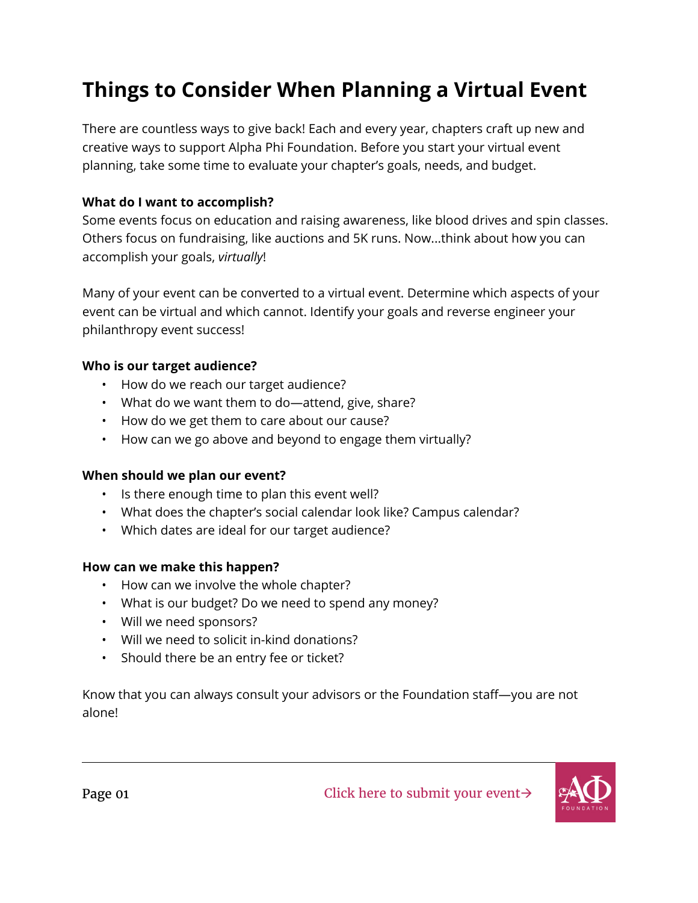# Things to Consider When Planning a Virtual Event

There are countless ways to give back! Each and every year, chapters craft up new and creative ways to support Alpha Phi Foundation. Before you start your virtual event planning, take some time to evaluate your chapter's goals, needs, and budget.

**What do I want to accomplish?**
Some events focus on education and raising awareness, like blood drives and spin classes. Others focus on fundraising, like auctions and 5K runs. Now...think about how you can accomplish your goals, *virtually*!

Many of your event can be converted to a virtual event. Determine which aspects of your event can be virtual and which cannot. Identify your goals and reverse engineer your philanthropy event success!

**Who is our target audience?**

- How do we reach our target audience?
- What do we want them to do—attend, give, share?
- How do we get them to care about our cause?
- How can we go above and beyond to engage them virtually?

**When should we plan our event?**

- Is there enough time to plan this event well?
- What does the chapter's social calendar look like? Campus calendar?
- Which dates are ideal for our target audience?

**How can we make this happen?**

- How can we involve the whole chapter?
- What is our budget? Do we need to spend any money?
- Will we need sponsors?
- Will we need to solicit in-kind donations?
- Should there be an entry fee or ticket?

Know that you can always consult your advisors or the Foundation staff—you are not alone!

Click here to submit your event→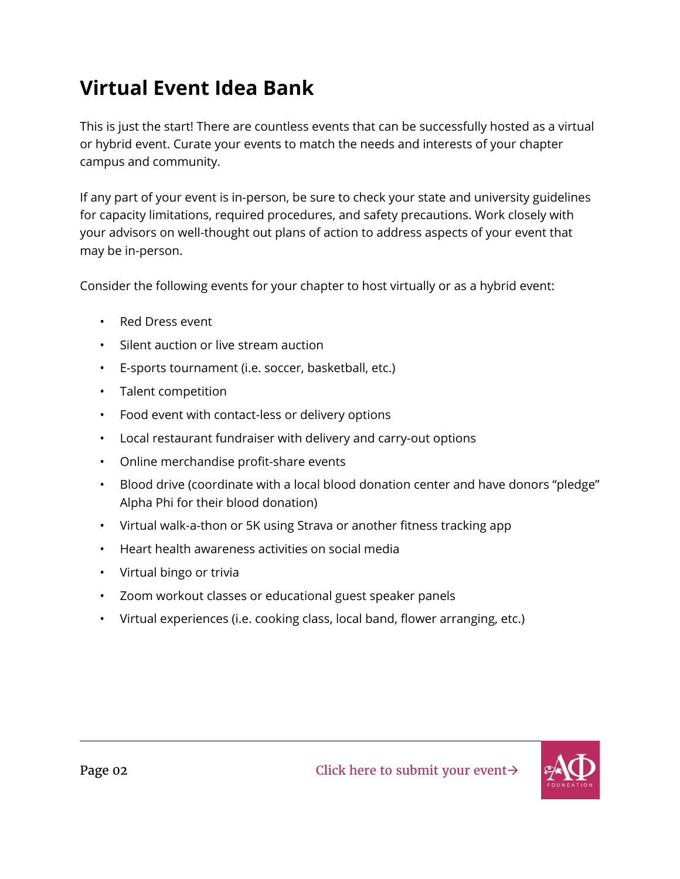# Virtual Event Idea Bank

This is just the start! There are countless events that can be successfully hosted as a virtual or hybrid event. Curate your events to match the needs and interests of your chapter campus and community.

If any part of your event is in-person, be sure to check your state and university guidelines for capacity limitations, required procedures, and safety precautions. Work closely with your advisors on well-thought out plans of action to address aspects of your event that may be in-person.

Consider the following events for your chapter to host virtually or as a hybrid event:

- Red Dress event
- Silent auction or live stream auction
- E-sports tournament (i.e. soccer, basketball, etc.)
- Talent competition
- Food event with contact-less or delivery options
- Local restaurant fundraiser with delivery and carry-out options
- Online merchandise profit-share events
- Blood drive (coordinate with a local blood donation center and have donors "pledge" Alpha Phi for their blood donation)
- Virtual walk-a-thon or 5K using Strava or another fitness tracking app
- Heart health awareness activities on social media
- Virtual bingo or trivia
- Zoom workout classes or educational guest speaker panels
- Virtual experiences (i.e. cooking class, local band, flower arranging, etc.)

Click here to submit your event→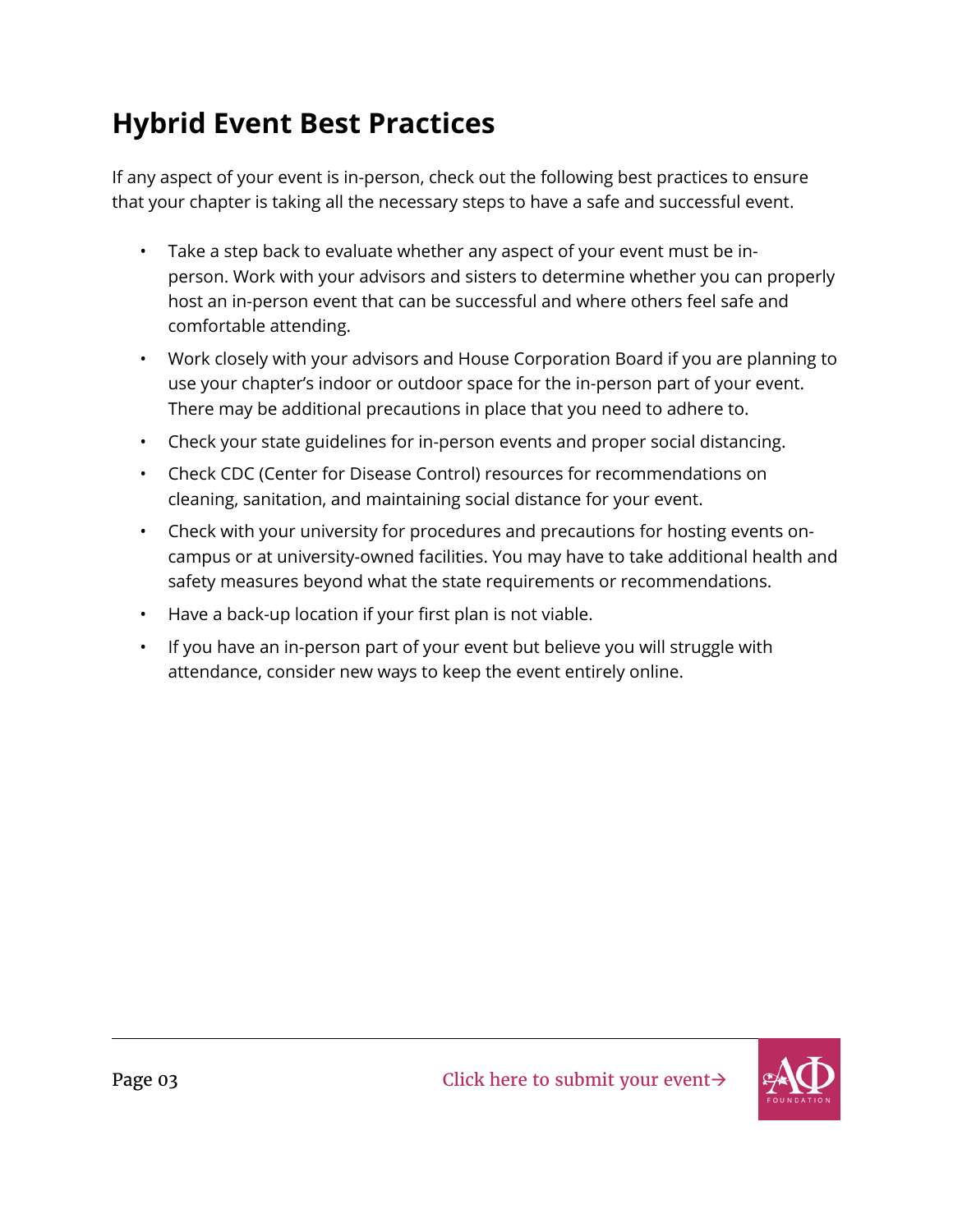## Hybrid Event Best Practices

If any aspect of your event is in-person, check out the following best practices to ensure that your chapter is taking all the necessary steps to have a safe and successful event.

- Take a step back to evaluate whether any aspect of your event must be in-person. Work with your advisors and sisters to determine whether you can properly host an in-person event that can be successful and where others feel safe and comfortable attending.
- Work closely with your advisors and House Corporation Board if you are planning to use your chapter's indoor or outdoor space for the in-person part of your event. There may be additional precautions in place that you need to adhere to.
- Check your state guidelines for in-person events and proper social distancing.
- Check CDC (Center for Disease Control) resources for recommendations on cleaning, sanitation, and maintaining social distance for your event.
- Check with your university for procedures and precautions for hosting events on-campus or at university-owned facilities. You may have to take additional health and safety measures beyond what the state requirements or recommendations.
- Have a back-up location if your first plan is not viable.
- If you have an in-person part of your event but believe you will struggle with attendance, consider new ways to keep the event entirely online.

Click here to submit your event→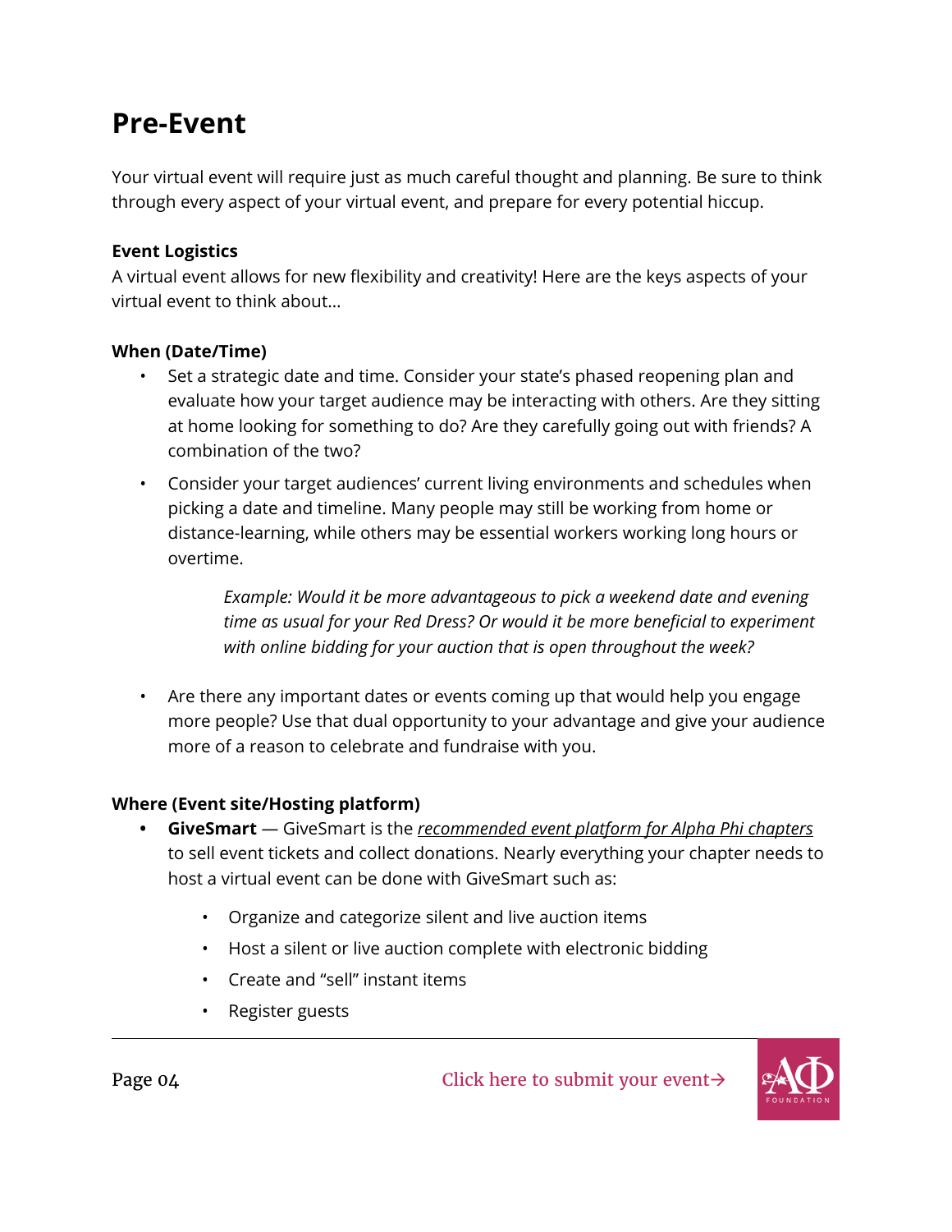# Pre-Event

Your virtual event will require just as much careful thought and planning. Be sure to think through every aspect of your virtual event, and prepare for every potential hiccup.

**Event Logistics**
A virtual event allows for new flexibility and creativity! Here are the keys aspects of your virtual event to think about…

**When (Date/Time)**

- Set a strategic date and time. Consider your state's phased reopening plan and evaluate how your target audience may be interacting with others. Are they sitting at home looking for something to do? Are they carefully going out with friends? A combination of the two?
- Consider your target audiences' current living environments and schedules when picking a date and timeline. Many people may still be working from home or distance-learning, while others may be essential workers working long hours or overtime.

  *Example: Would it be more advantageous to pick a weekend date and evening time as usual for your Red Dress? Or would it be more beneficial to experiment with online bidding for your auction that is open throughout the week?*

- Are there any important dates or events coming up that would help you engage more people? Use that dual opportunity to your advantage and give your audience more of a reason to celebrate and fundraise with you.

**Where (Event site/Hosting platform)**

- **GiveSmart** — GiveSmart is the *recommended event platform for Alpha Phi chapters* to sell event tickets and collect donations. Nearly everything your chapter needs to host a virtual event can be done with GiveSmart such as:
  - Organize and categorize silent and live auction items
  - Host a silent or live auction complete with electronic bidding
  - Create and "sell" instant items
  - Register guests

Click here to submit your event→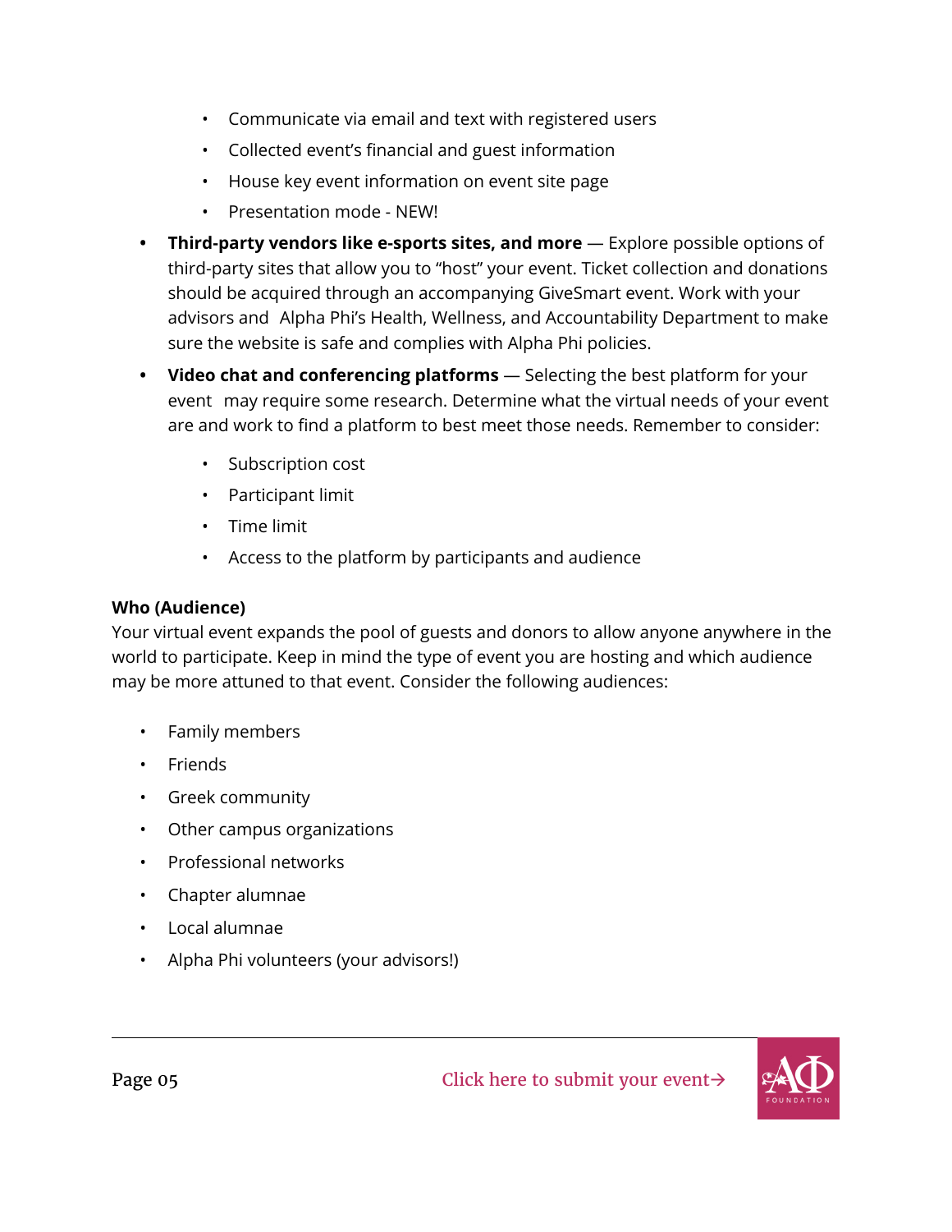- Communicate via email and text with registered users
  - Collected event's financial and guest information
  - House key event information on event site page
  - Presentation mode - NEW!
- **Third-party vendors like e-sports sites, and more** — Explore possible options of third-party sites that allow you to "host" your event. Ticket collection and donations should be acquired through an accompanying GiveSmart event. Work with your advisors and Alpha Phi's Health, Wellness, and Accountability Department to make sure the website is safe and complies with Alpha Phi policies.
- **Video chat and conferencing platforms** — Selecting the best platform for your event may require some research. Determine what the virtual needs of your event are and work to find a platform to best meet those needs. Remember to consider:
  - Subscription cost
  - Participant limit
  - Time limit
  - Access to the platform by participants and audience

**Who (Audience)**

Your virtual event expands the pool of guests and donors to allow anyone anywhere in the world to participate. Keep in mind the type of event you are hosting and which audience may be more attuned to that event. Consider the following audiences:

- Family members
- Friends
- Greek community
- Other campus organizations
- Professional networks
- Chapter alumnae
- Local alumnae
- Alpha Phi volunteers (your advisors!)

Click here to submit your event→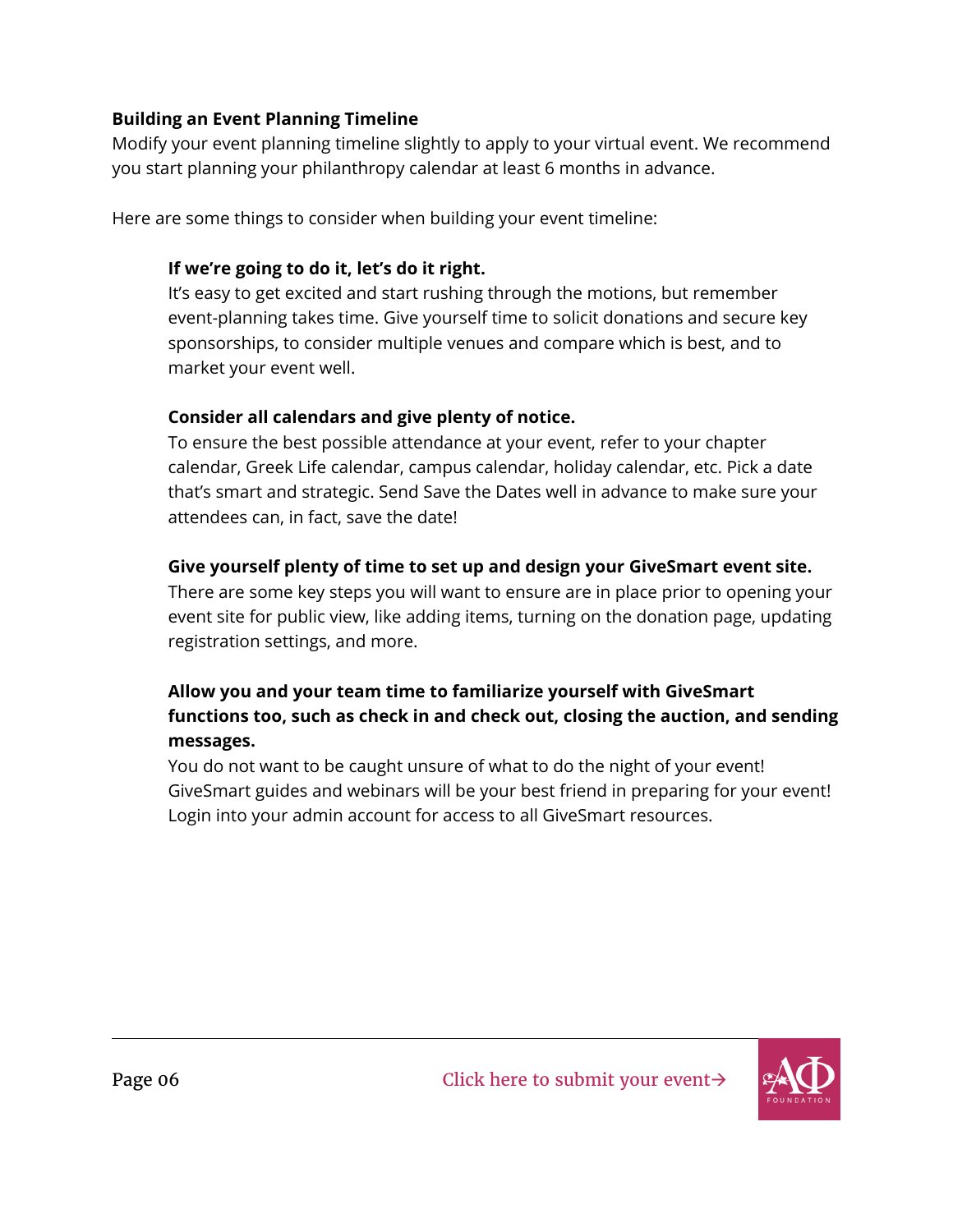**Building an Event Planning Timeline**

Modify your event planning timeline slightly to apply to your virtual event. We recommend you start planning your philanthropy calendar at least 6 months in advance.

Here are some things to consider when building your event timeline:

**If we're going to do it, let's do it right.**

It's easy to get excited and start rushing through the motions, but remember event-planning takes time. Give yourself time to solicit donations and secure key sponsorships, to consider multiple venues and compare which is best, and to market your event well.

**Consider all calendars and give plenty of notice.**

To ensure the best possible attendance at your event, refer to your chapter calendar, Greek Life calendar, campus calendar, holiday calendar, etc. Pick a date that's smart and strategic. Send Save the Dates well in advance to make sure your attendees can, in fact, save the date!

**Give yourself plenty of time to set up and design your GiveSmart event site.**

There are some key steps you will want to ensure are in place prior to opening your event site for public view, like adding items, turning on the donation page, updating registration settings, and more.

**Allow you and your team time to familiarize yourself with GiveSmart functions too, such as check in and check out, closing the auction, and sending messages.**

You do not want to be caught unsure of what to do the night of your event! GiveSmart guides and webinars will be your best friend in preparing for your event! Login into your admin account for access to all GiveSmart resources.

Click here to submit your event→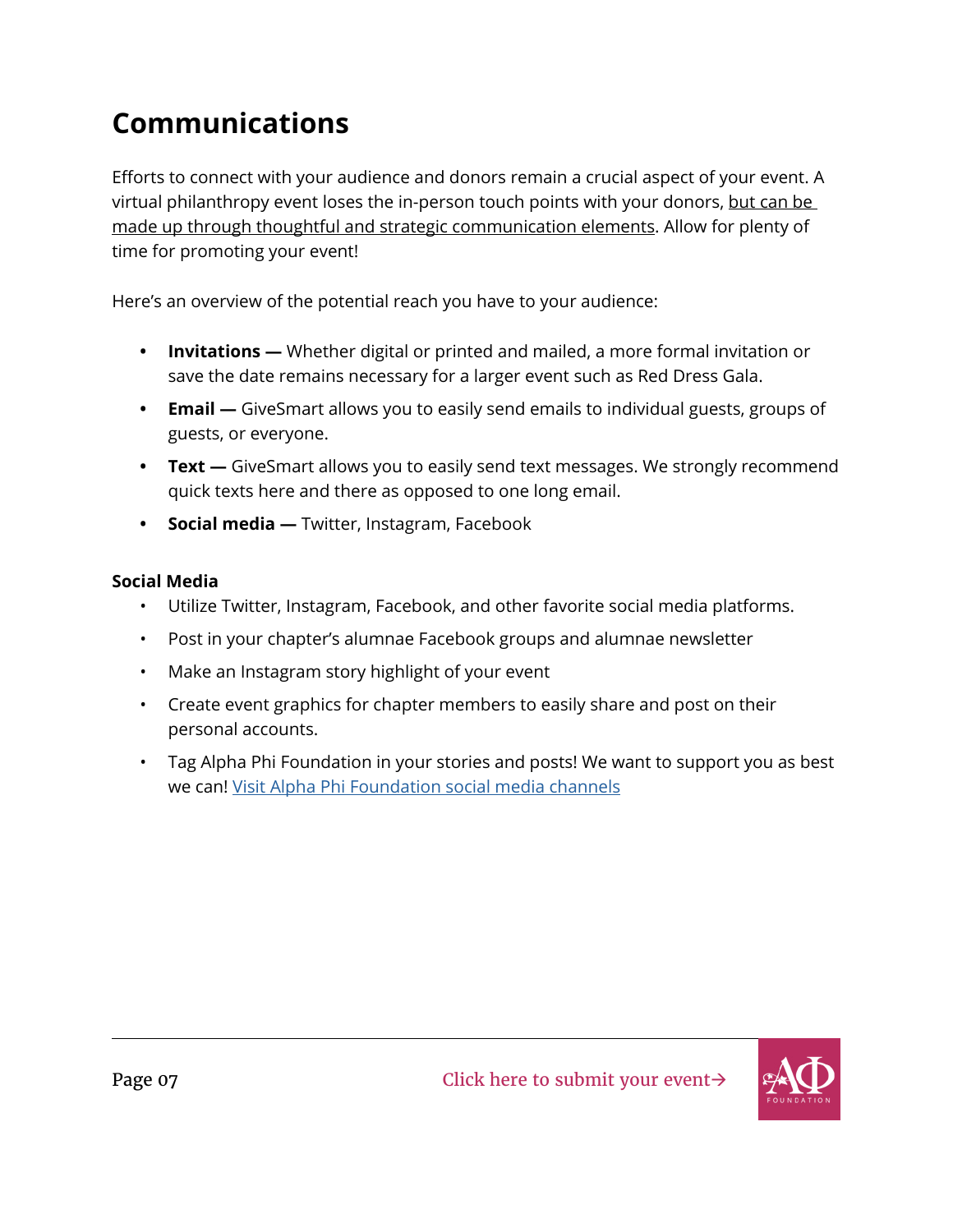# Communications

Efforts to connect with your audience and donors remain a crucial aspect of your event. A virtual philanthropy event loses the in-person touch points with your donors, but can be made up through thoughtful and strategic communication elements. Allow for plenty of time for promoting your event!

Here's an overview of the potential reach you have to your audience:

- **Invitations —** Whether digital or printed and mailed, a more formal invitation or save the date remains necessary for a larger event such as Red Dress Gala.
- **Email —** GiveSmart allows you to easily send emails to individual guests, groups of guests, or everyone.
- **Text —** GiveSmart allows you to easily send text messages. We strongly recommend quick texts here and there as opposed to one long email.
- **Social media —** Twitter, Instagram, Facebook

**Social Media**

- Utilize Twitter, Instagram, Facebook, and other favorite social media platforms.
- Post in your chapter's alumnae Facebook groups and alumnae newsletter
- Make an Instagram story highlight of your event
- Create event graphics for chapter members to easily share and post on their personal accounts.
- Tag Alpha Phi Foundation in your stories and posts! We want to support you as best we can! Visit Alpha Phi Foundation social media channels

Click here to submit your event→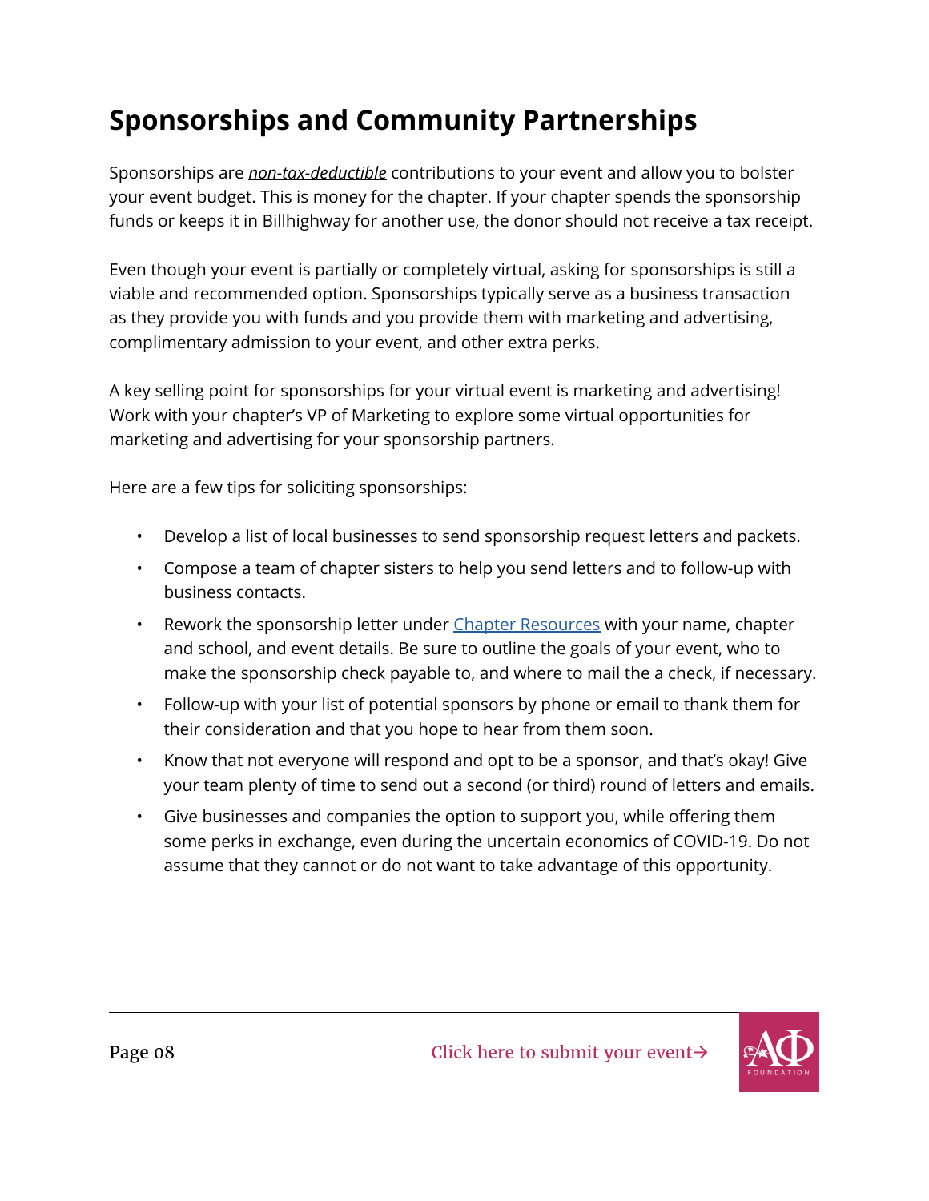# Sponsorships and Community Partnerships

Sponsorships are ***non-tax-deductible*** contributions to your event and allow you to bolster your event budget. This is money for the chapter. If your chapter spends the sponsorship funds or keeps it in Billhighway for another use, the donor should not receive a tax receipt.

Even though your event is partially or completely virtual, asking for sponsorships is still a viable and recommended option. Sponsorships typically serve as a business transaction as they provide you with funds and you provide them with marketing and advertising, complimentary admission to your event, and other extra perks.

A key selling point for sponsorships for your virtual event is marketing and advertising! Work with your chapter's VP of Marketing to explore some virtual opportunities for marketing and advertising for your sponsorship partners.

Here are a few tips for soliciting sponsorships:

- Develop a list of local businesses to send sponsorship request letters and packets.
- Compose a team of chapter sisters to help you send letters and to follow-up with business contacts.
- Rework the sponsorship letter under Chapter Resources with your name, chapter and school, and event details. Be sure to outline the goals of your event, who to make the sponsorship check payable to, and where to mail the a check, if necessary.
- Follow-up with your list of potential sponsors by phone or email to thank them for their consideration and that you hope to hear from them soon.
- Know that not everyone will respond and opt to be a sponsor, and that's okay! Give your team plenty of time to send out a second (or third) round of letters and emails.
- Give businesses and companies the option to support you, while offering them some perks in exchange, even during the uncertain economics of COVID-19. Do not assume that they cannot or do not want to take advantage of this opportunity.

Click here to submit your event→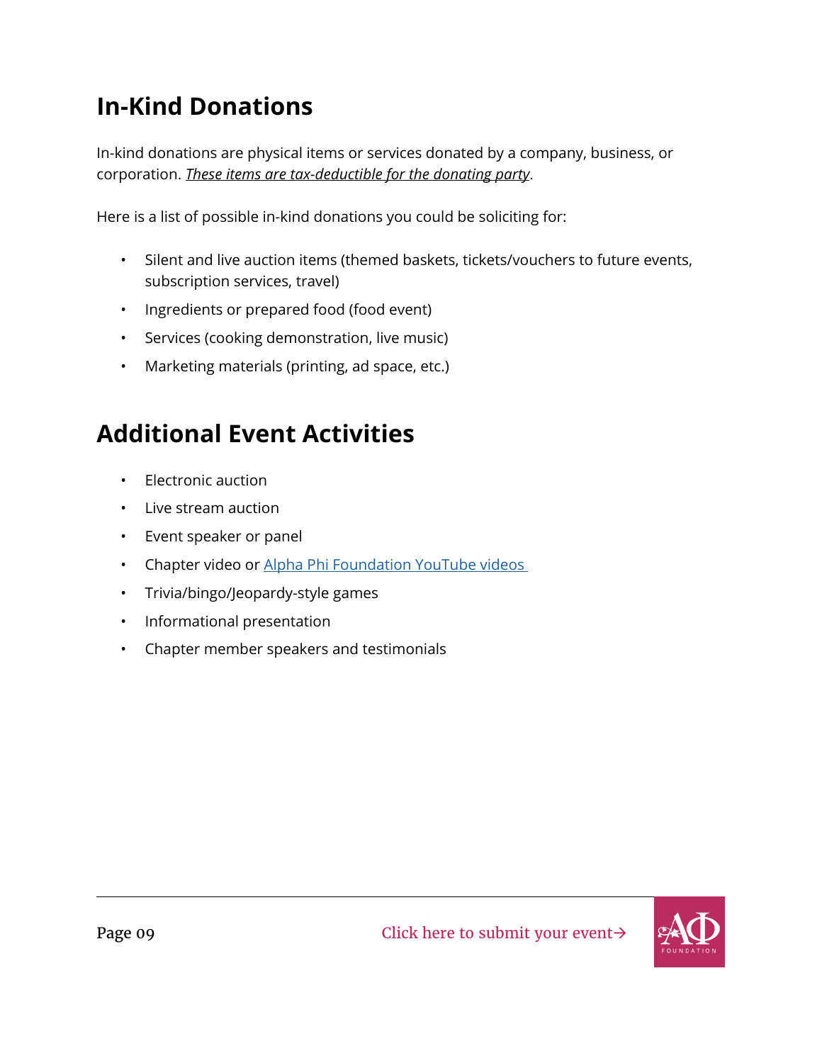## In-Kind Donations

In-kind donations are physical items or services donated by a company, business, or corporation. *These items are tax-deductible for the donating party*.

Here is a list of possible in-kind donations you could be soliciting for:

- Silent and live auction items (themed baskets, tickets/vouchers to future events, subscription services, travel)
- Ingredients or prepared food (food event)
- Services (cooking demonstration, live music)
- Marketing materials (printing, ad space, etc.)

## Additional Event Activities

- Electronic auction
- Live stream auction
- Event speaker or panel
- Chapter video or Alpha Phi Foundation YouTube videos
- Trivia/bingo/Jeopardy-style games
- Informational presentation
- Chapter member speakers and testimonials

Click here to submit your event→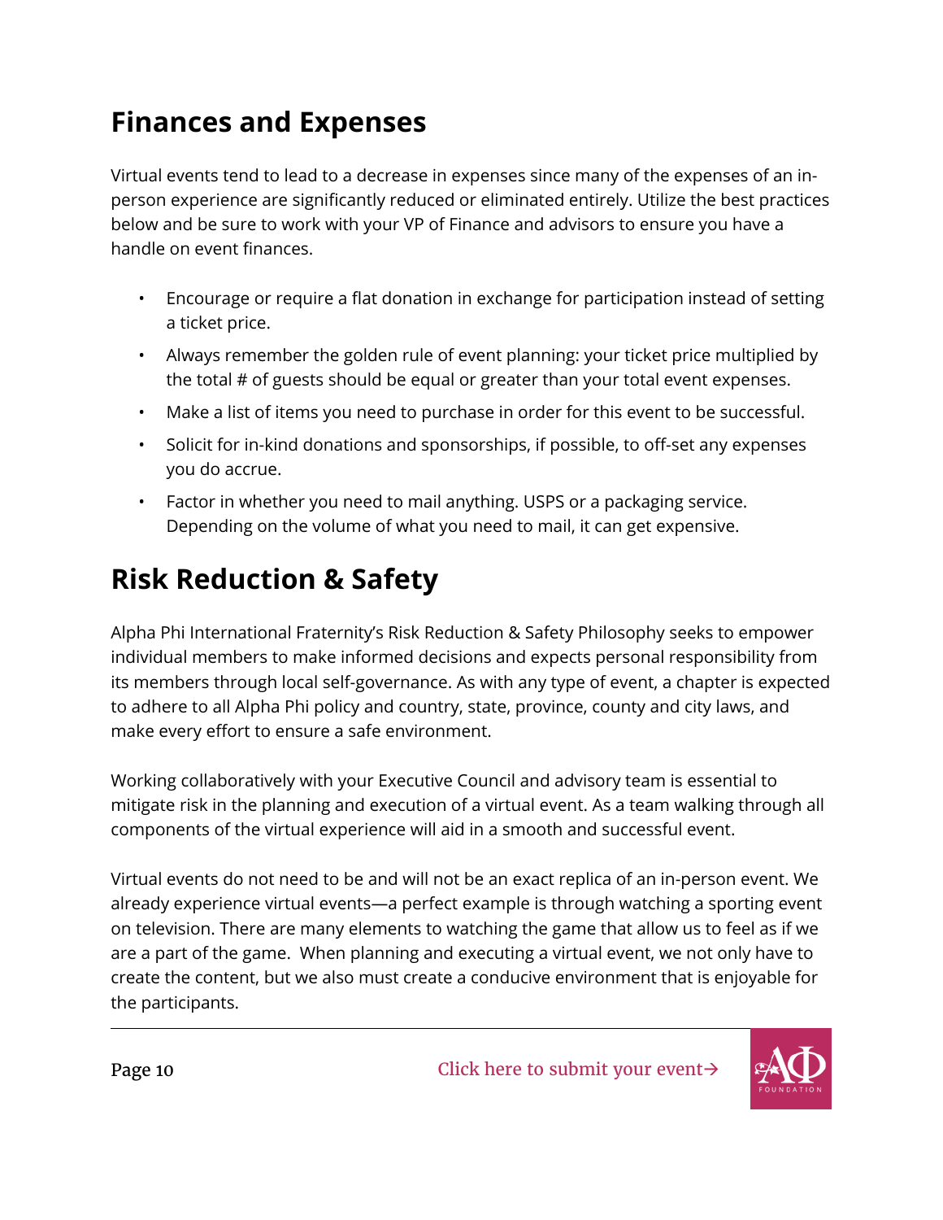## Finances and Expenses

Virtual events tend to lead to a decrease in expenses since many of the expenses of an in-person experience are significantly reduced or eliminated entirely. Utilize the best practices below and be sure to work with your VP of Finance and advisors to ensure you have a handle on event finances.

- Encourage or require a flat donation in exchange for participation instead of setting a ticket price.
- Always remember the golden rule of event planning: your ticket price multiplied by the total # of guests should be equal or greater than your total event expenses.
- Make a list of items you need to purchase in order for this event to be successful.
- Solicit for in-kind donations and sponsorships, if possible, to off-set any expenses you do accrue.
- Factor in whether you need to mail anything. USPS or a packaging service. Depending on the volume of what you need to mail, it can get expensive.

## Risk Reduction & Safety

Alpha Phi International Fraternity's Risk Reduction & Safety Philosophy seeks to empower individual members to make informed decisions and expects personal responsibility from its members through local self-governance. As with any type of event, a chapter is expected to adhere to all Alpha Phi policy and country, state, province, county and city laws, and make every effort to ensure a safe environment.

Working collaboratively with your Executive Council and advisory team is essential to mitigate risk in the planning and execution of a virtual event. As a team walking through all components of the virtual experience will aid in a smooth and successful event.

Virtual events do not need to be and will not be an exact replica of an in-person event. We already experience virtual events—a perfect example is through watching a sporting event on television. There are many elements to watching the game that allow us to feel as if we are a part of the game. When planning and executing a virtual event, we not only have to create the content, but we also must create a conducive environment that is enjoyable for the participants.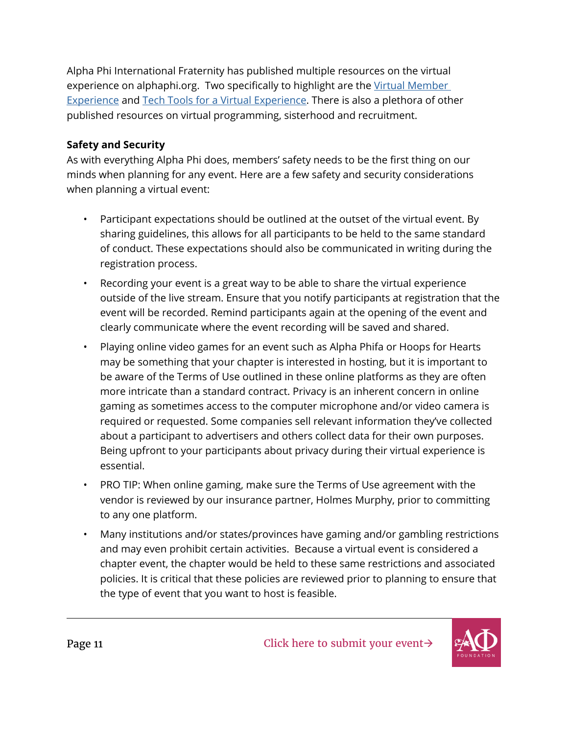Alpha Phi International Fraternity has published multiple resources on the virtual experience on alphaphi.org. Two specifically to highlight are the [Virtual Member Experience] and [Tech Tools for a Virtual Experience]. There is also a plethora of other published resources on virtual programming, sisterhood and recruitment.

**Safety and Security**

As with everything Alpha Phi does, members' safety needs to be the first thing on our minds when planning for any event. Here are a few safety and security considerations when planning a virtual event:

- Participant expectations should be outlined at the outset of the virtual event. By sharing guidelines, this allows for all participants to be held to the same standard of conduct. These expectations should also be communicated in writing during the registration process.
- Recording your event is a great way to be able to share the virtual experience outside of the live stream. Ensure that you notify participants at registration that the event will be recorded. Remind participants again at the opening of the event and clearly communicate where the event recording will be saved and shared.
- Playing online video games for an event such as Alpha Phifa or Hoops for Hearts may be something that your chapter is interested in hosting, but it is important to be aware of the Terms of Use outlined in these online platforms as they are often more intricate than a standard contract. Privacy is an inherent concern in online gaming as sometimes access to the computer microphone and/or video camera is required or requested. Some companies sell relevant information they've collected about a participant to advertisers and others collect data for their own purposes. Being upfront to your participants about privacy during their virtual experience is essential.
- PRO TIP: When online gaming, make sure the Terms of Use agreement with the vendor is reviewed by our insurance partner, Holmes Murphy, prior to committing to any one platform.
- Many institutions and/or states/provinces have gaming and/or gambling restrictions and may even prohibit certain activities. Because a virtual event is considered a chapter event, the chapter would be held to these same restrictions and associated policies. It is critical that these policies are reviewed prior to planning to ensure that the type of event that you want to host is feasible.

Click here to submit your event→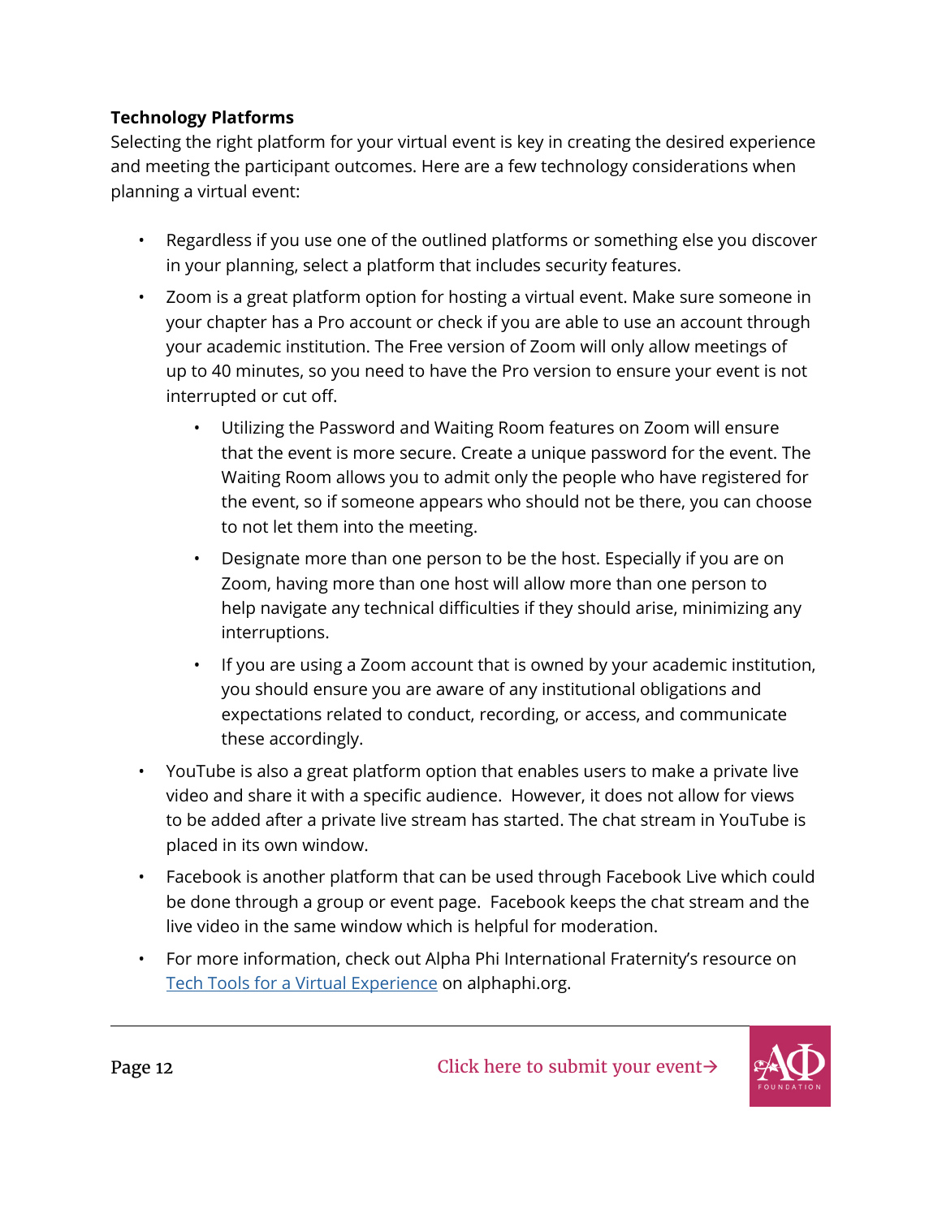**Technology Platforms**

Selecting the right platform for your virtual event is key in creating the desired experience and meeting the participant outcomes. Here are a few technology considerations when planning a virtual event:

- Regardless if you use one of the outlined platforms or something else you discover in your planning, select a platform that includes security features.
- Zoom is a great platform option for hosting a virtual event. Make sure someone in your chapter has a Pro account or check if you are able to use an account through your academic institution. The Free version of Zoom will only allow meetings of up to 40 minutes, so you need to have the Pro version to ensure your event is not interrupted or cut off.
  - Utilizing the Password and Waiting Room features on Zoom will ensure that the event is more secure. Create a unique password for the event. The Waiting Room allows you to admit only the people who have registered for the event, so if someone appears who should not be there, you can choose to not let them into the meeting.
  - Designate more than one person to be the host. Especially if you are on Zoom, having more than one host will allow more than one person to help navigate any technical difficulties if they should arise, minimizing any interruptions.
  - If you are using a Zoom account that is owned by your academic institution, you should ensure you are aware of any institutional obligations and expectations related to conduct, recording, or access, and communicate these accordingly.
- YouTube is also a great platform option that enables users to make a private live video and share it with a specific audience. However, it does not allow for views to be added after a private live stream has started. The chat stream in YouTube is placed in its own window.
- Facebook is another platform that can be used through Facebook Live which could be done through a group or event page. Facebook keeps the chat stream and the live video in the same window which is helpful for moderation.
- For more information, check out Alpha Phi International Fraternity's resource on Tech Tools for a Virtual Experience on alphaphi.org.

Click here to submit your event→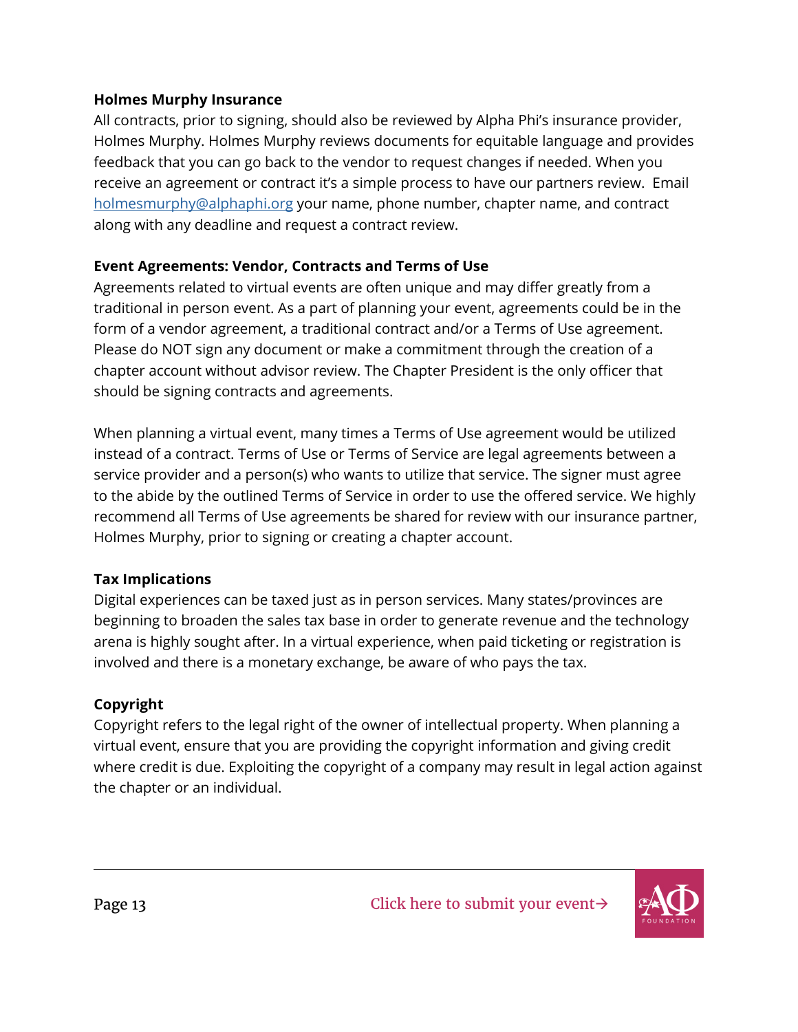**Holmes Murphy Insurance**

All contracts, prior to signing, should also be reviewed by Alpha Phi's insurance provider, Holmes Murphy. Holmes Murphy reviews documents for equitable language and provides feedback that you can go back to the vendor to request changes if needed. When you receive an agreement or contract it's a simple process to have our partners review. Email holmesmurphy@alphaphi.org your name, phone number, chapter name, and contract along with any deadline and request a contract review.

**Event Agreements: Vendor, Contracts and Terms of Use**

Agreements related to virtual events are often unique and may differ greatly from a traditional in person event. As a part of planning your event, agreements could be in the form of a vendor agreement, a traditional contract and/or a Terms of Use agreement. Please do NOT sign any document or make a commitment through the creation of a chapter account without advisor review. The Chapter President is the only officer that should be signing contracts and agreements.

When planning a virtual event, many times a Terms of Use agreement would be utilized instead of a contract. Terms of Use or Terms of Service are legal agreements between a service provider and a person(s) who wants to utilize that service. The signer must agree to the abide by the outlined Terms of Service in order to use the offered service. We highly recommend all Terms of Use agreements be shared for review with our insurance partner, Holmes Murphy, prior to signing or creating a chapter account.

**Tax Implications**

Digital experiences can be taxed just as in person services. Many states/provinces are beginning to broaden the sales tax base in order to generate revenue and the technology arena is highly sought after. In a virtual experience, when paid ticketing or registration is involved and there is a monetary exchange, be aware of who pays the tax.

**Copyright**

Copyright refers to the legal right of the owner of intellectual property. When planning a virtual event, ensure that you are providing the copyright information and giving credit where credit is due. Exploiting the copyright of a company may result in legal action against the chapter or an individual.

Click here to submit your event→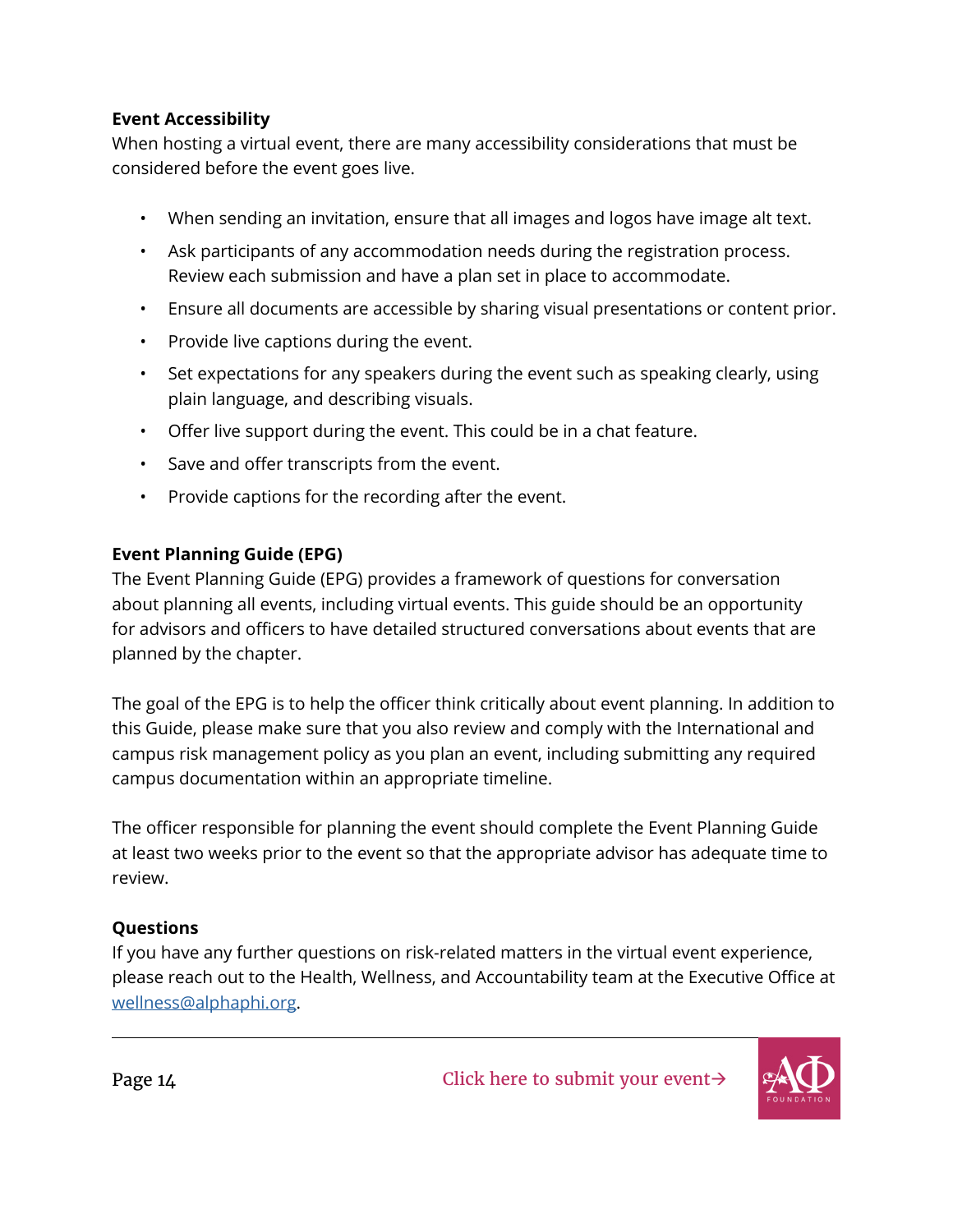**Event Accessibility**

When hosting a virtual event, there are many accessibility considerations that must be considered before the event goes live.

- When sending an invitation, ensure that all images and logos have image alt text.
- Ask participants of any accommodation needs during the registration process. Review each submission and have a plan set in place to accommodate.
- Ensure all documents are accessible by sharing visual presentations or content prior.
- Provide live captions during the event.
- Set expectations for any speakers during the event such as speaking clearly, using plain language, and describing visuals.
- Offer live support during the event. This could be in a chat feature.
- Save and offer transcripts from the event.
- Provide captions for the recording after the event.

**Event Planning Guide (EPG)**

The Event Planning Guide (EPG) provides a framework of questions for conversation about planning all events, including virtual events. This guide should be an opportunity for advisors and officers to have detailed structured conversations about events that are planned by the chapter.

The goal of the EPG is to help the officer think critically about event planning. In addition to this Guide, please make sure that you also review and comply with the International and campus risk management policy as you plan an event, including submitting any required campus documentation within an appropriate timeline.

The officer responsible for planning the event should complete the Event Planning Guide at least two weeks prior to the event so that the appropriate advisor has adequate time to review.

**Questions**

If you have any further questions on risk-related matters in the virtual event experience, please reach out to the Health, Wellness, and Accountability team at the Executive Office at wellness@alphaphi.org.

Click here to submit your event→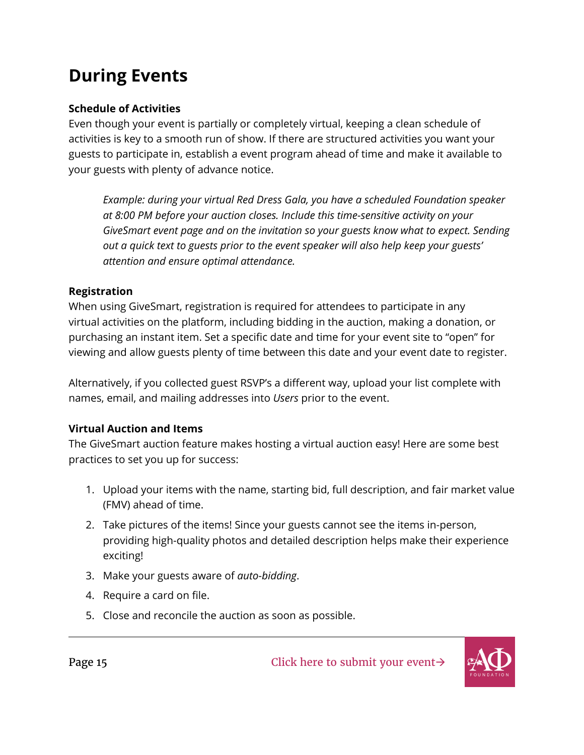# During Events

**Schedule of Activities**

Even though your event is partially or completely virtual, keeping a clean schedule of activities is key to a smooth run of show. If there are structured activities you want your guests to participate in, establish a event program ahead of time and make it available to your guests with plenty of advance notice.

> *Example: during your virtual Red Dress Gala, you have a scheduled Foundation speaker at 8:00 PM before your auction closes. Include this time-sensitive activity on your GiveSmart event page and on the invitation so your guests know what to expect. Sending out a quick text to guests prior to the event speaker will also help keep your guests' attention and ensure optimal attendance.*

**Registration**

When using GiveSmart, registration is required for attendees to participate in any virtual activities on the platform, including bidding in the auction, making a donation, or purchasing an instant item. Set a specific date and time for your event site to "open" for viewing and allow guests plenty of time between this date and your event date to register.

Alternatively, if you collected guest RSVP's a different way, upload your list complete with names, email, and mailing addresses into *Users* prior to the event.

**Virtual Auction and Items**

The GiveSmart auction feature makes hosting a virtual auction easy! Here are some best practices to set you up for success:

1. Upload your items with the name, starting bid, full description, and fair market value (FMV) ahead of time.
2. Take pictures of the items! Since your guests cannot see the items in-person, providing high-quality photos and detailed description helps make their experience exciting!
3. Make your guests aware of *auto-bidding*.
4. Require a card on file.
5. Close and reconcile the auction as soon as possible.

Click here to submit your event→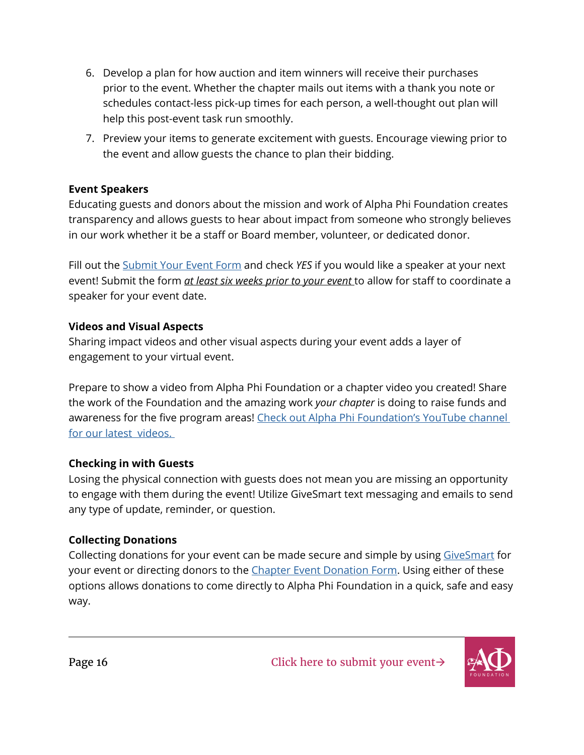6. Develop a plan for how auction and item winners will receive their purchases prior to the event. Whether the chapter mails out items with a thank you note or schedules contact-less pick-up times for each person, a well-thought out plan will help this post-event task run smoothly.
7. Preview your items to generate excitement with guests. Encourage viewing prior to the event and allow guests the chance to plan their bidding.

**Event Speakers**

Educating guests and donors about the mission and work of Alpha Phi Foundation creates transparency and allows guests to hear about impact from someone who strongly believes in our work whether it be a staff or Board member, volunteer, or dedicated donor.

Fill out the Submit Your Event Form and check *YES* if you would like a speaker at your next event! Submit the form ***at least six weeks prior to your event*** to allow for staff to coordinate a speaker for your event date.

**Videos and Visual Aspects**

Sharing impact videos and other visual aspects during your event adds a layer of engagement to your virtual event.

Prepare to show a video from Alpha Phi Foundation or a chapter video you created! Share the work of the Foundation and the amazing work *your chapter* is doing to raise funds and awareness for the five program areas! Check out Alpha Phi Foundation's YouTube channel for our latest videos.

**Checking in with Guests**

Losing the physical connection with guests does not mean you are missing an opportunity to engage with them during the event! Utilize GiveSmart text messaging and emails to send any type of update, reminder, or question.

**Collecting Donations**

Collecting donations for your event can be made secure and simple by using GiveSmart for your event or directing donors to the Chapter Event Donation Form. Using either of these options allows donations to come directly to Alpha Phi Foundation in a quick, safe and easy way.

Click here to submit your event→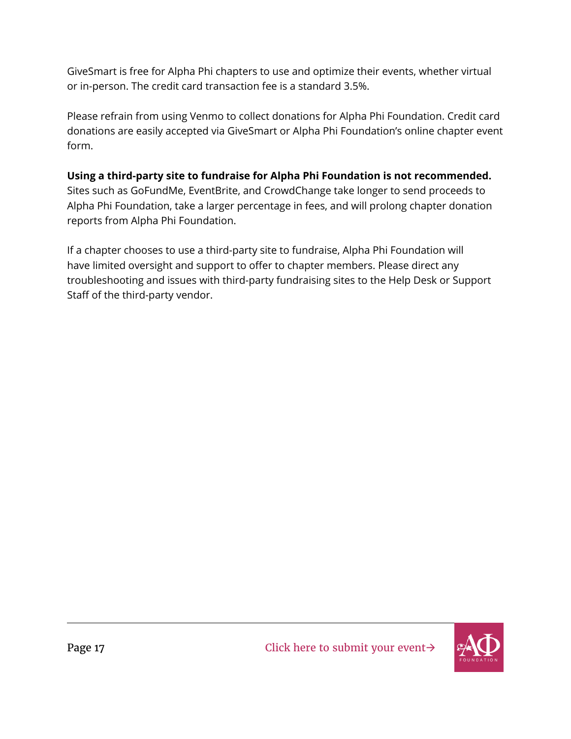GiveSmart is free for Alpha Phi chapters to use and optimize their events, whether virtual or in-person. The credit card transaction fee is a standard 3.5%.

Please refrain from using Venmo to collect donations for Alpha Phi Foundation. Credit card donations are easily accepted via GiveSmart or Alpha Phi Foundation's online chapter event form.

**Using a third-party site to fundraise for Alpha Phi Foundation is not recommended.** Sites such as GoFundMe, EventBrite, and CrowdChange take longer to send proceeds to Alpha Phi Foundation, take a larger percentage in fees, and will prolong chapter donation reports from Alpha Phi Foundation.

If a chapter chooses to use a third-party site to fundraise, Alpha Phi Foundation will have limited oversight and support to offer to chapter members. Please direct any troubleshooting and issues with third-party fundraising sites to the Help Desk or Support Staff of the third-party vendor.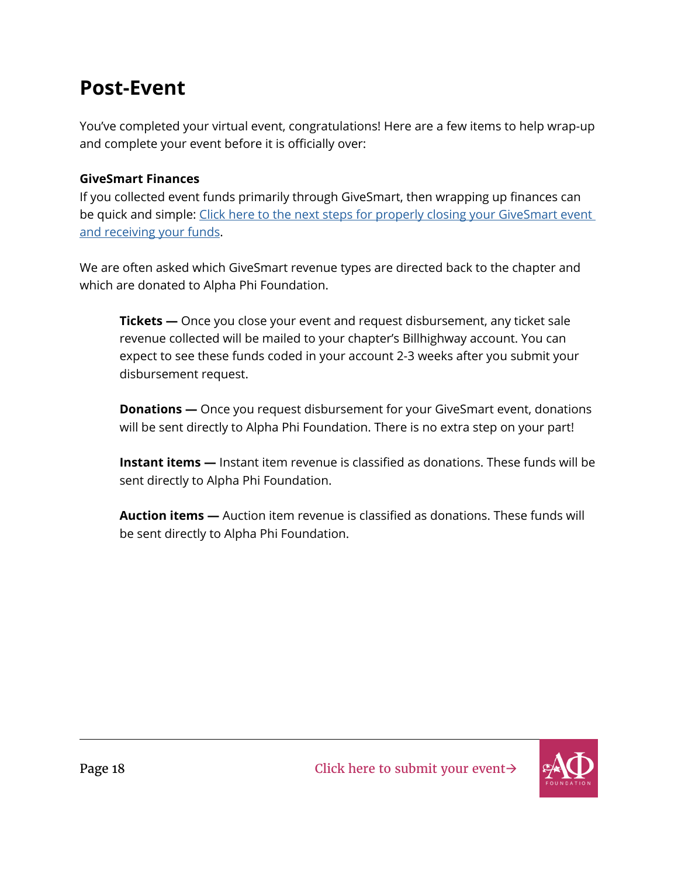# Post-Event

You've completed your virtual event, congratulations! Here are a few items to help wrap-up and complete your event before it is officially over:

**GiveSmart Finances**
If you collected event funds primarily through GiveSmart, then wrapping up finances can be quick and simple: Click here to the next steps for properly closing your GiveSmart event and receiving your funds.

We are often asked which GiveSmart revenue types are directed back to the chapter and which are donated to Alpha Phi Foundation.

> **Tickets —** Once you close your event and request disbursement, any ticket sale revenue collected will be mailed to your chapter's Billhighway account. You can expect to see these funds coded in your account 2-3 weeks after you submit your disbursement request.
>
> **Donations —** Once you request disbursement for your GiveSmart event, donations will be sent directly to Alpha Phi Foundation. There is no extra step on your part!
>
> **Instant items —** Instant item revenue is classified as donations. These funds will be sent directly to Alpha Phi Foundation.
>
> **Auction items —** Auction item revenue is classified as donations. These funds will be sent directly to Alpha Phi Foundation.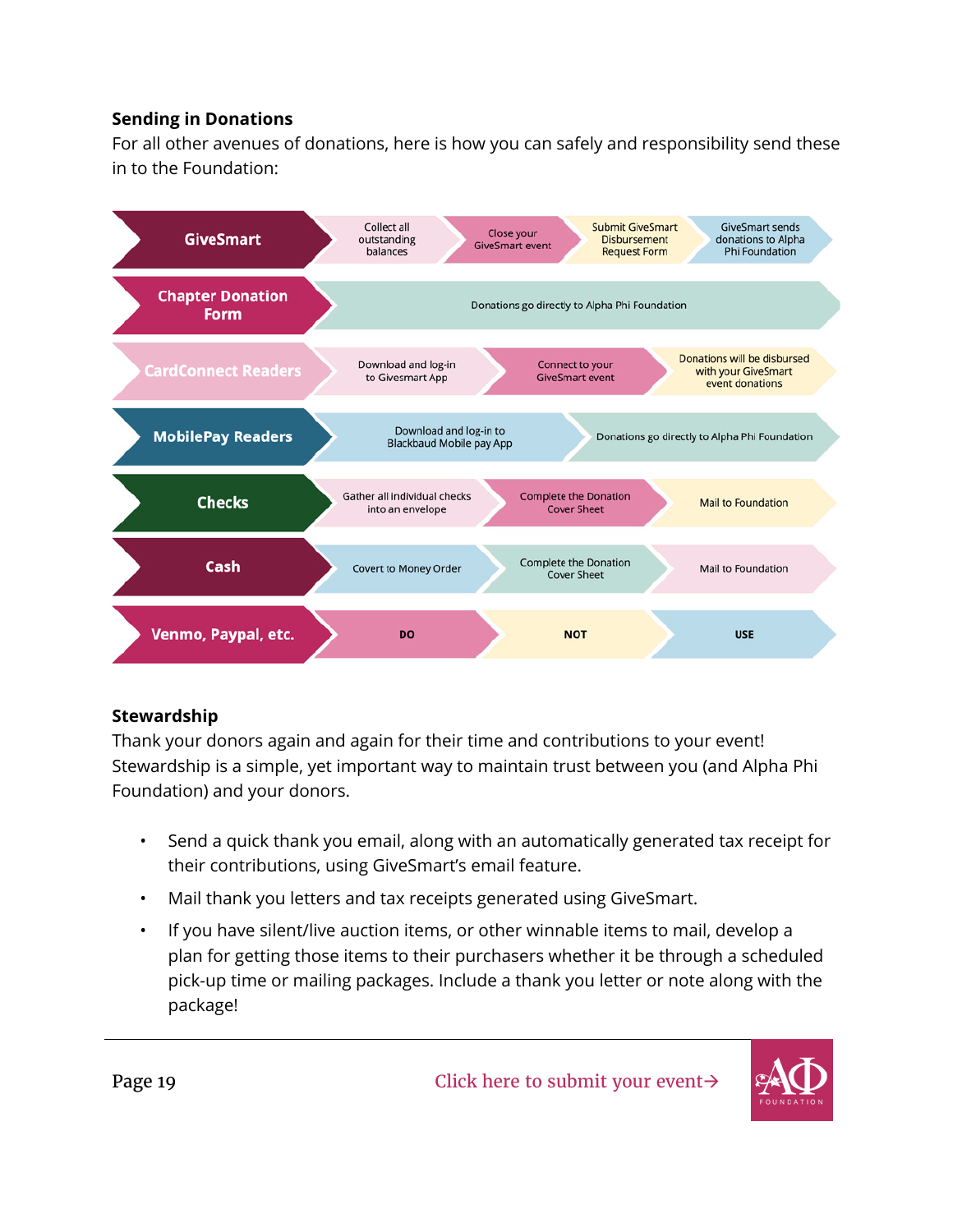### Sending in Donations

For all other avenues of donations, here is how you can safely and responsibility send these in to the Foundation:

| Method | Step 1 | Step 2 | Step 3 | Step 4 |
| --- | --- | --- | --- | --- |
| **GiveSmart** | Collect all outstanding balances | Close your GiveSmart event | Submit GiveSmart Disbursement Request Form | GiveSmart sends donations to Alpha Phi Foundation |
| **Chapter Donation Form** | Donations go directly to Alpha Phi Foundation | | | |
| **CardConnect Readers** | Download and log-in to Givesmart App | Connect to your GiveSmart event | Donations will be disbursed with your GiveSmart event donations | |
| **MobilePay Readers** | Download and log-in to Blackbaud Mobile pay App | Donations go directly to Alpha Phi Foundation | | |
| **Checks** | Gather all individual checks into an envelope | Complete the Donation Cover Sheet | Mail to Foundation | |
| **Cash** | Covert to Money Order | Complete the Donation Cover Sheet | Mail to Foundation | |
| **Venmo, Paypal, etc.** | DO | NOT | USE | |

### Stewardship

Thank your donors again and again for their time and contributions to your event! Stewardship is a simple, yet important way to maintain trust between you (and Alpha Phi Foundation) and your donors.

- Send a quick thank you email, along with an automatically generated tax receipt for their contributions, using GiveSmart's email feature.
- Mail thank you letters and tax receipts generated using GiveSmart.
- If you have silent/live auction items, or other winnable items to mail, develop a plan for getting those items to their purchasers whether it be through a scheduled pick-up time or mailing packages. Include a thank you letter or note along with the package!

Click here to submit your event→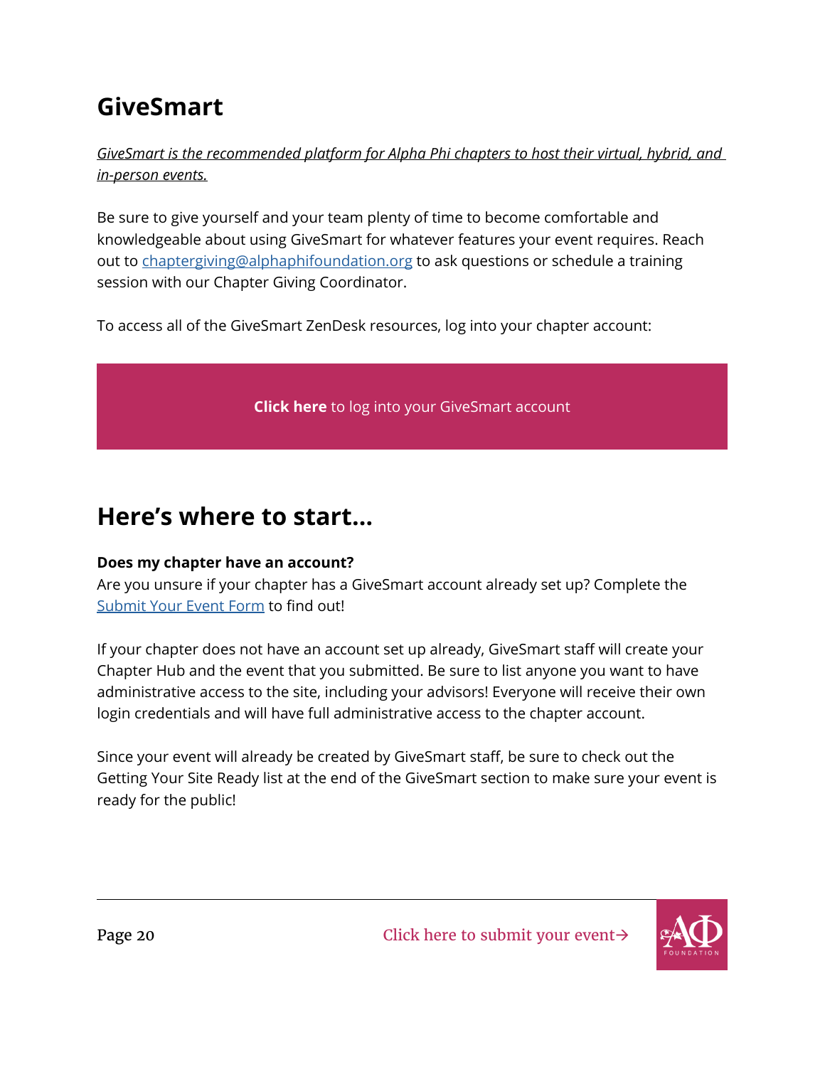# GiveSmart

*GiveSmart is the recommended platform for Alpha Phi chapters to host their virtual, hybrid, and in-person events.*

Be sure to give yourself and your team plenty of time to become comfortable and knowledgeable about using GiveSmart for whatever features your event requires. Reach out to chaptergiving@alphaphifoundation.org to ask questions or schedule a training session with our Chapter Giving Coordinator.

To access all of the GiveSmart ZenDesk resources, log into your chapter account:

**Click here** to log into your GiveSmart account

# Here's where to start...

**Does my chapter have an account?**

Are you unsure if your chapter has a GiveSmart account already set up? Complete the Submit Your Event Form to find out!

If your chapter does not have an account set up already, GiveSmart staff will create your Chapter Hub and the event that you submitted. Be sure to list anyone you want to have administrative access to the site, including your advisors! Everyone will receive their own login credentials and will have full administrative access to the chapter account.

Since your event will already be created by GiveSmart staff, be sure to check out the Getting Your Site Ready list at the end of the GiveSmart section to make sure your event is ready for the public!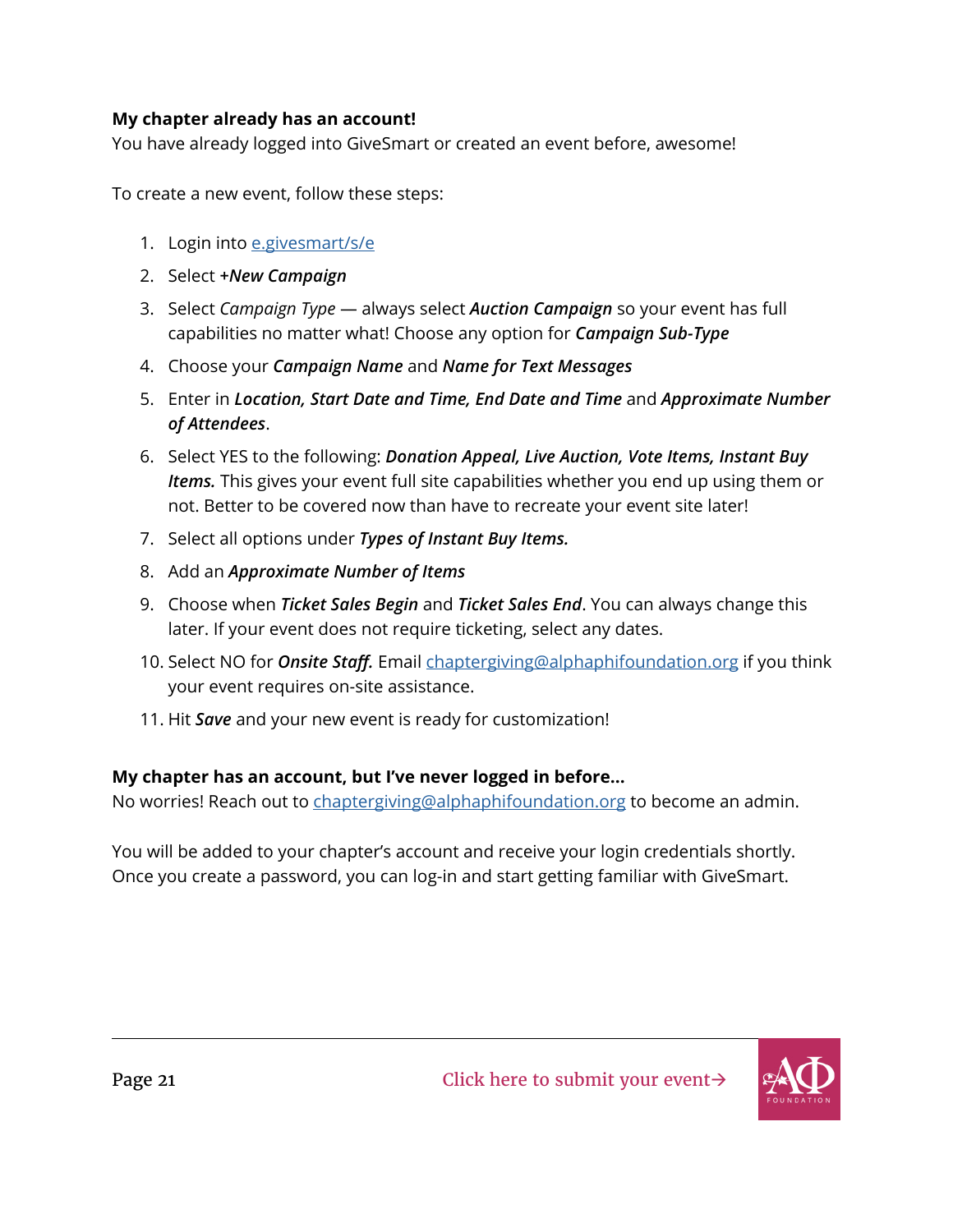**My chapter already has an account!**

You have already logged into GiveSmart or created an event before, awesome!

To create a new event, follow these steps:

1. Login into e.givesmart/s/e
2. Select ***+New Campaign***
3. Select *Campaign Type* — always select ***Auction Campaign*** so your event has full capabilities no matter what! Choose any option for ***Campaign Sub-Type***
4. Choose your ***Campaign Name*** and ***Name for Text Messages***
5. Enter in ***Location, Start Date and Time, End Date and Time*** and ***Approximate Number of Attendees***.
6. Select YES to the following: ***Donation Appeal, Live Auction, Vote Items, Instant Buy Items.*** This gives your event full site capabilities whether you end up using them or not. Better to be covered now than have to recreate your event site later!
7. Select all options under ***Types of Instant Buy Items.***
8. Add an ***Approximate Number of Items***
9. Choose when ***Ticket Sales Begin*** and ***Ticket Sales End***. You can always change this later. If your event does not require ticketing, select any dates.
10. Select NO for ***Onsite Staff.*** Email chaptergiving@alphaphifoundation.org if you think your event requires on-site assistance.
11. Hit ***Save*** and your new event is ready for customization!

**My chapter has an account, but I've never logged in before…**

No worries! Reach out to chaptergiving@alphaphifoundation.org to become an admin.

You will be added to your chapter's account and receive your login credentials shortly. Once you create a password, you can log-in and start getting familiar with GiveSmart.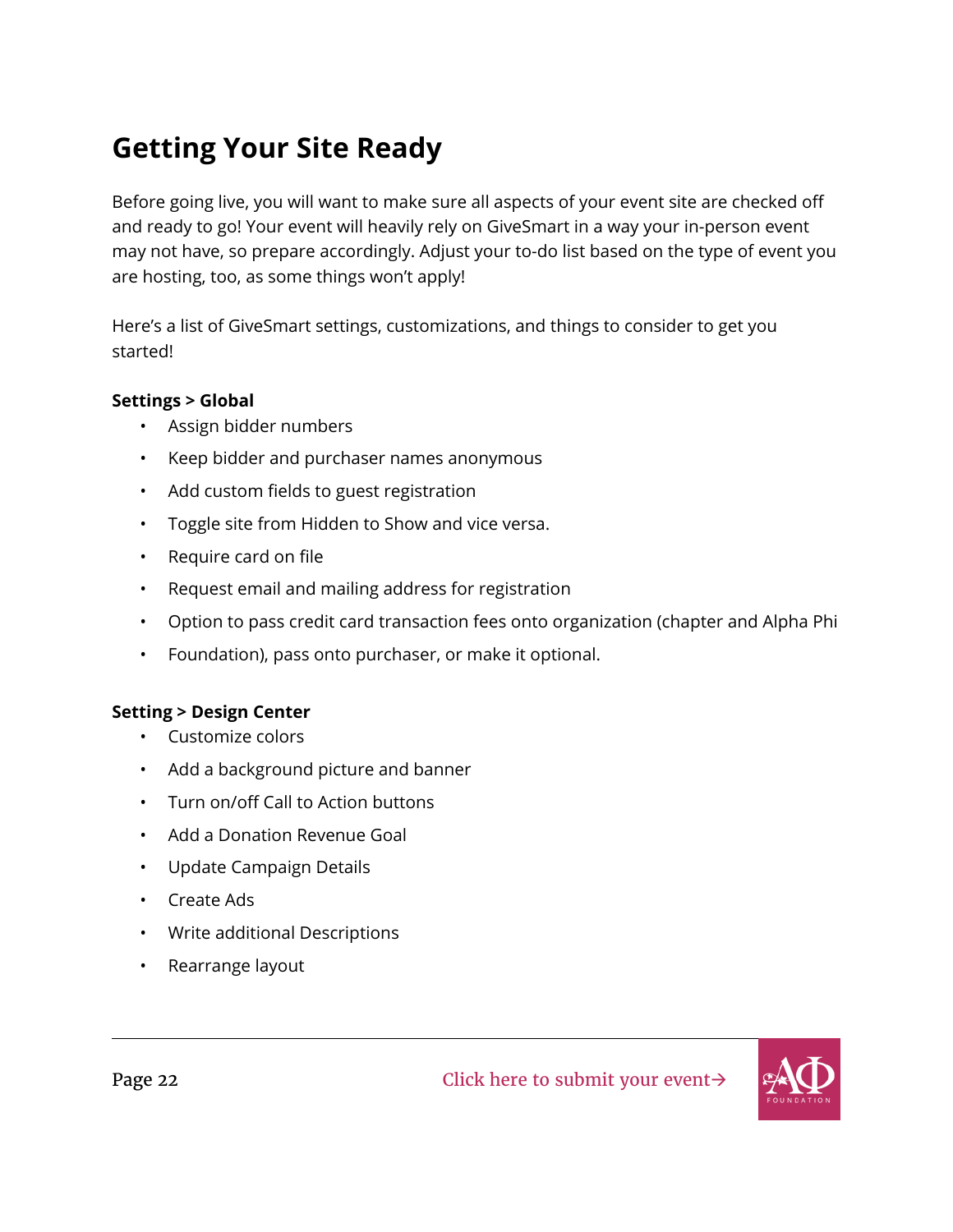# Getting Your Site Ready

Before going live, you will want to make sure all aspects of your event site are checked off and ready to go! Your event will heavily rely on GiveSmart in a way your in-person event may not have, so prepare accordingly. Adjust your to-do list based on the type of event you are hosting, too, as some things won't apply!

Here's a list of GiveSmart settings, customizations, and things to consider to get you started!

**Settings > Global**

- Assign bidder numbers
- Keep bidder and purchaser names anonymous
- Add custom fields to guest registration
- Toggle site from Hidden to Show and vice versa.
- Require card on file
- Request email and mailing address for registration
- Option to pass credit card transaction fees onto organization (chapter and Alpha Phi
- Foundation), pass onto purchaser, or make it optional.

**Setting > Design Center**

- Customize colors
- Add a background picture and banner
- Turn on/off Call to Action buttons
- Add a Donation Revenue Goal
- Update Campaign Details
- Create Ads
- Write additional Descriptions
- Rearrange layout

Click here to submit your event→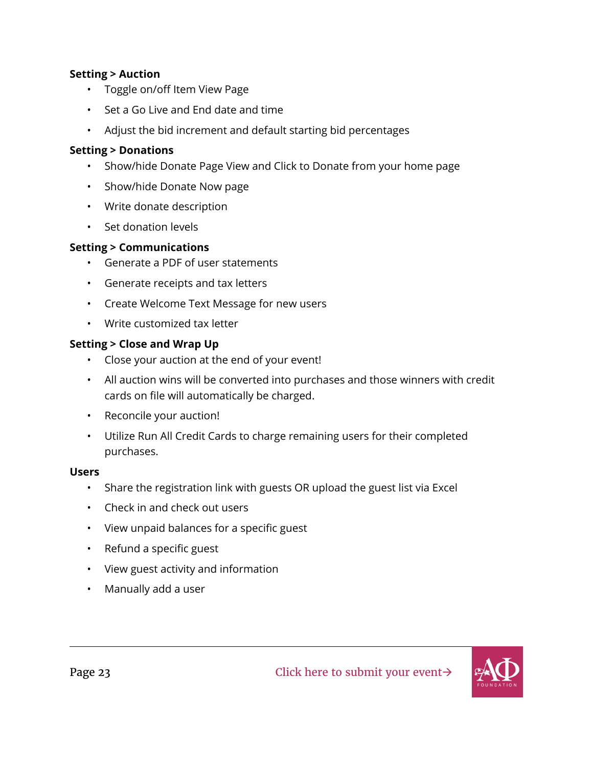**Setting > Auction**

- Toggle on/off Item View Page
- Set a Go Live and End date and time
- Adjust the bid increment and default starting bid percentages

**Setting > Donations**

- Show/hide Donate Page View and Click to Donate from your home page
- Show/hide Donate Now page
- Write donate description
- Set donation levels

**Setting > Communications**

- Generate a PDF of user statements
- Generate receipts and tax letters
- Create Welcome Text Message for new users
- Write customized tax letter

**Setting > Close and Wrap Up**

- Close your auction at the end of your event!
- All auction wins will be converted into purchases and those winners with credit cards on file will automatically be charged.
- Reconcile your auction!
- Utilize Run All Credit Cards to charge remaining users for their completed purchases.

**Users**

- Share the registration link with guests OR upload the guest list via Excel
- Check in and check out users
- View unpaid balances for a specific guest
- Refund a specific guest
- View guest activity and information
- Manually add a user

Click here to submit your event→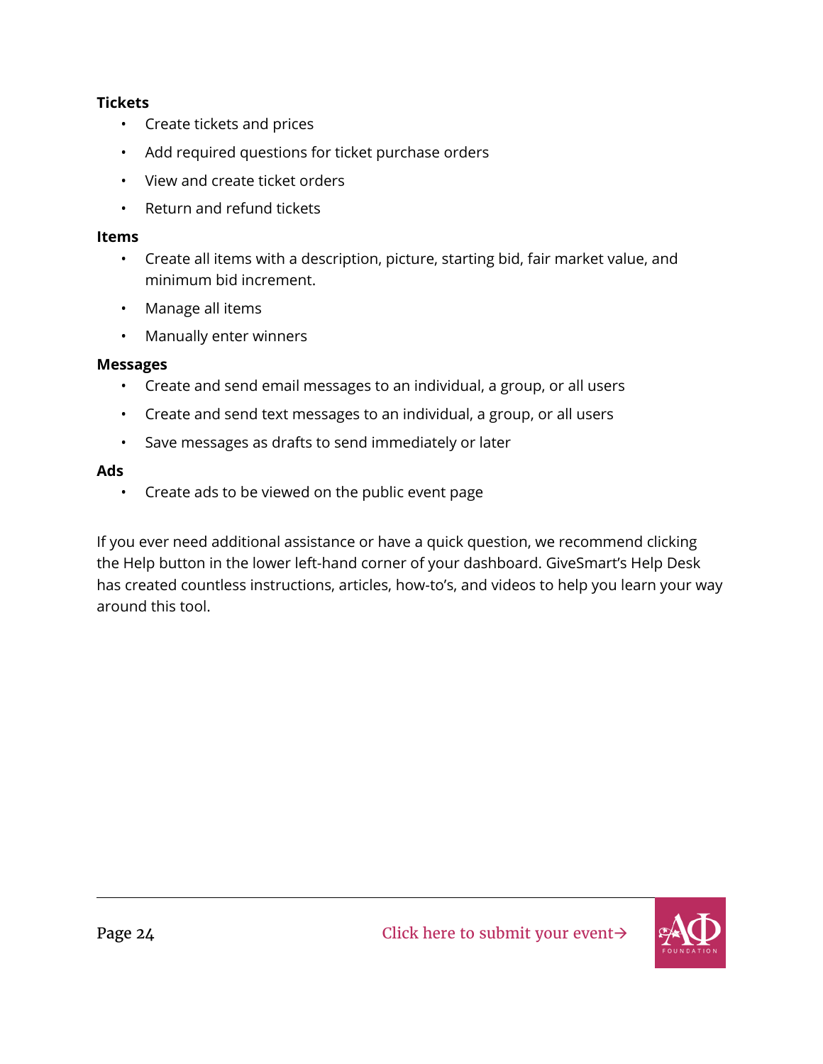**Tickets**

- Create tickets and prices
- Add required questions for ticket purchase orders
- View and create ticket orders
- Return and refund tickets

**Items**

- Create all items with a description, picture, starting bid, fair market value, and minimum bid increment.
- Manage all items
- Manually enter winners

**Messages**

- Create and send email messages to an individual, a group, or all users
- Create and send text messages to an individual, a group, or all users
- Save messages as drafts to send immediately or later

**Ads**

- Create ads to be viewed on the public event page

If you ever need additional assistance or have a quick question, we recommend clicking the Help button in the lower left-hand corner of your dashboard. GiveSmart's Help Desk has created countless instructions, articles, how-to's, and videos to help you learn your way around this tool.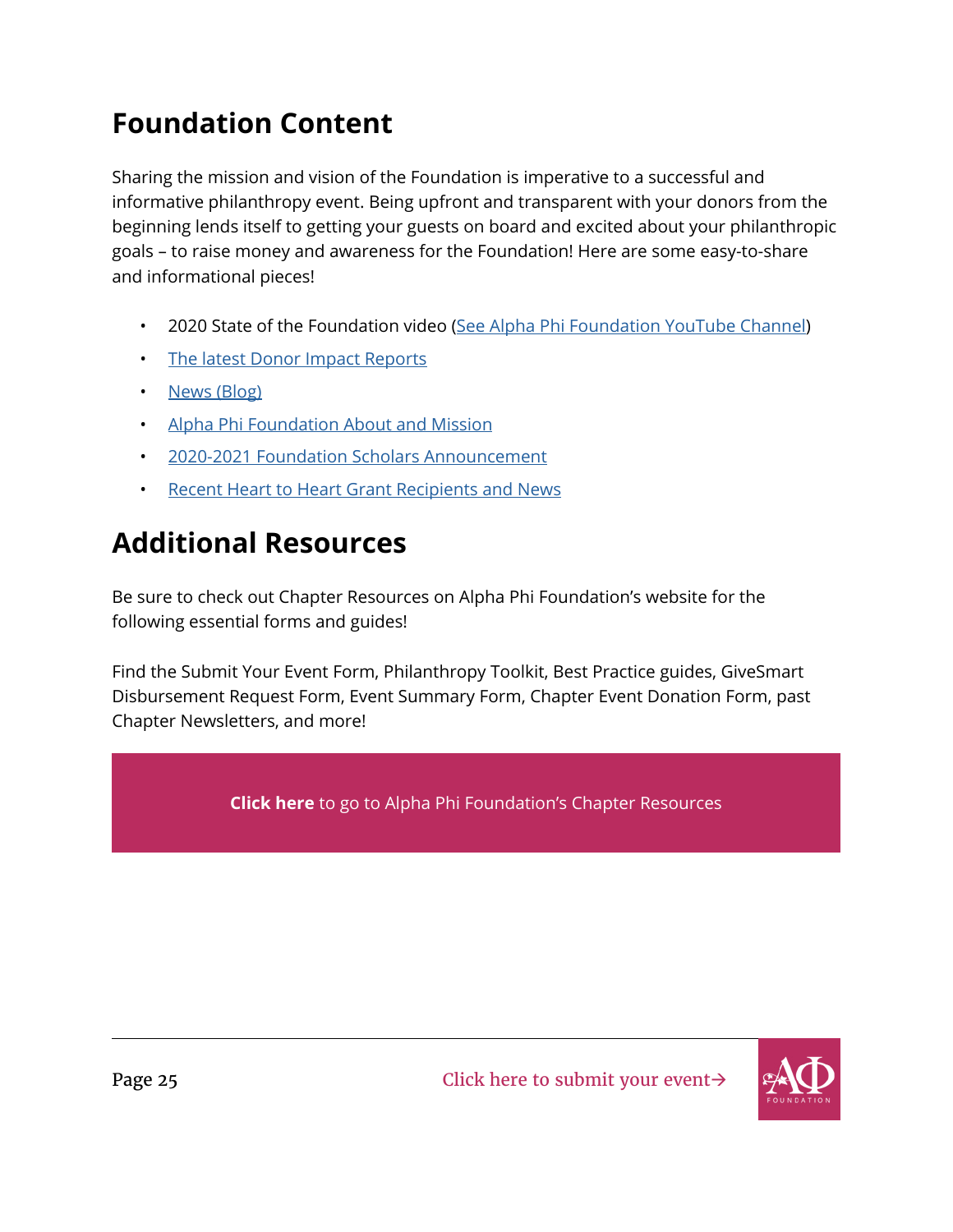## Foundation Content

Sharing the mission and vision of the Foundation is imperative to a successful and informative philanthropy event. Being upfront and transparent with your donors from the beginning lends itself to getting your guests on board and excited about your philanthropic goals – to raise money and awareness for the Foundation! Here are some easy-to-share and informational pieces!

- 2020 State of the Foundation video (See Alpha Phi Foundation YouTube Channel)
- The latest Donor Impact Reports
- News (Blog)
- Alpha Phi Foundation About and Mission
- 2020-2021 Foundation Scholars Announcement
- Recent Heart to Heart Grant Recipients and News

## Additional Resources

Be sure to check out Chapter Resources on Alpha Phi Foundation's website for the following essential forms and guides!

Find the Submit Your Event Form, Philanthropy Toolkit, Best Practice guides, GiveSmart Disbursement Request Form, Event Summary Form, Chapter Event Donation Form, past Chapter Newsletters, and more!

**Click here** to go to Alpha Phi Foundation's Chapter Resources

Click here to submit your event→